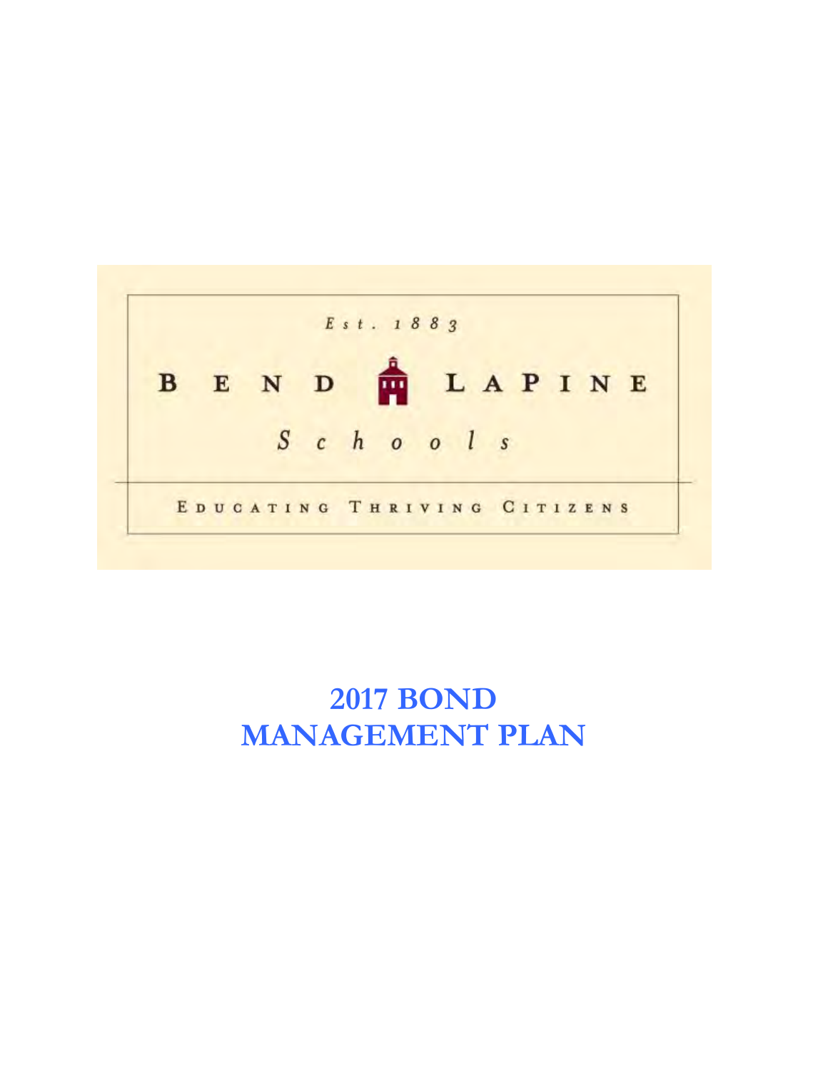Est. 1883

BEND LAPINE

Schools

EDUCATING THRIVING CITIZENS

# 2017 BOND MANAGEMENT PLAN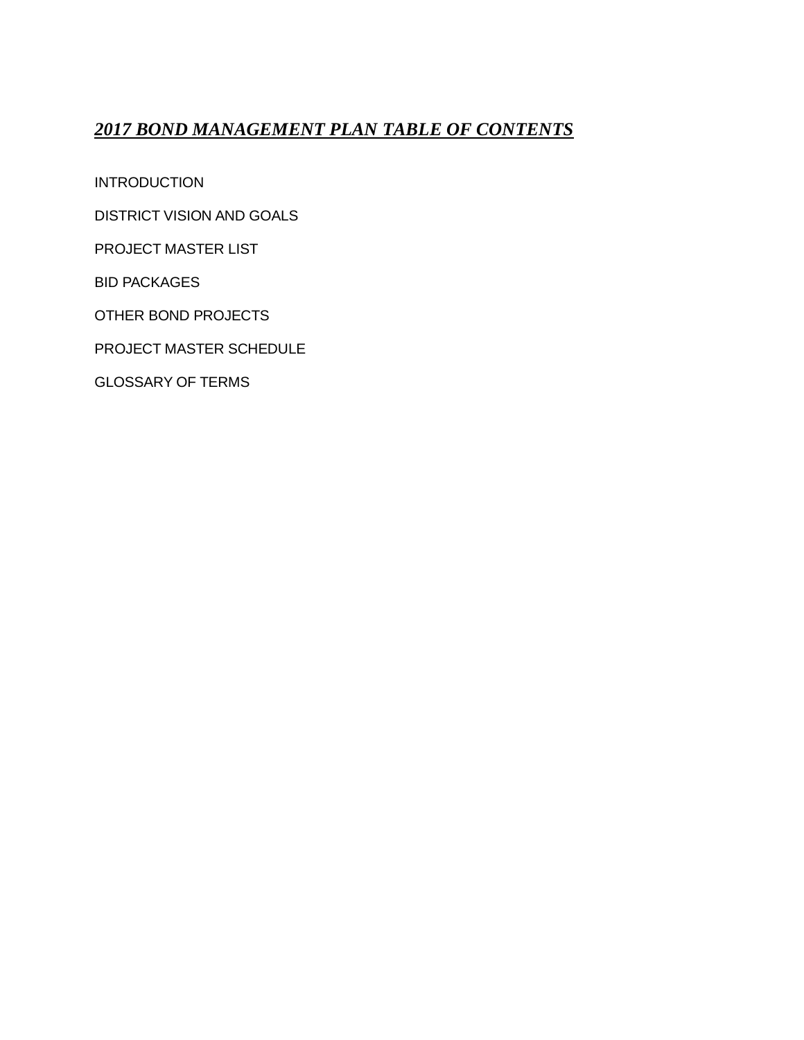# ***2017 BOND MANAGEMENT PLAN TABLE OF CONTENTS***

INTRODUCTION

DISTRICT VISION AND GOALS

PROJECT MASTER LIST

BID PACKAGES

OTHER BOND PROJECTS

PROJECT MASTER SCHEDULE

GLOSSARY OF TERMS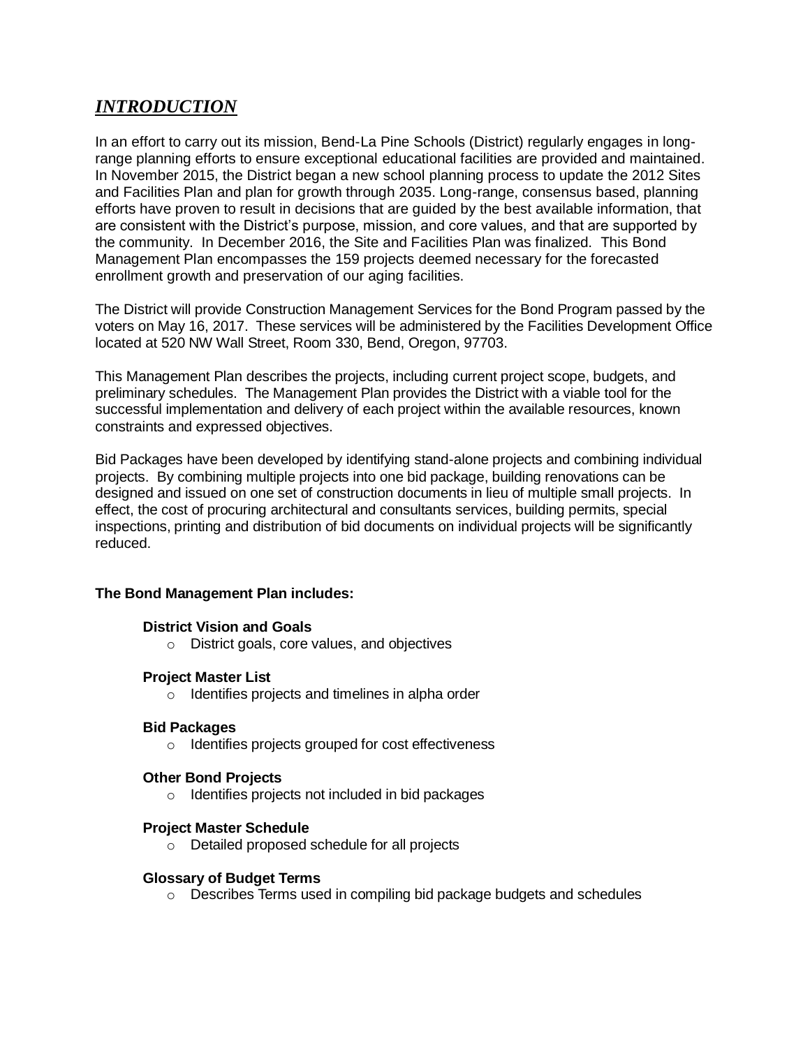## ***INTRODUCTION***

In an effort to carry out its mission, Bend-La Pine Schools (District) regularly engages in long-range planning efforts to ensure exceptional educational facilities are provided and maintained. In November 2015, the District began a new school planning process to update the 2012 Sites and Facilities Plan and plan for growth through 2035. Long-range, consensus based, planning efforts have proven to result in decisions that are guided by the best available information, that are consistent with the District's purpose, mission, and core values, and that are supported by the community. In December 2016, the Site and Facilities Plan was finalized. This Bond Management Plan encompasses the 159 projects deemed necessary for the forecasted enrollment growth and preservation of our aging facilities.

The District will provide Construction Management Services for the Bond Program passed by the voters on May 16, 2017. These services will be administered by the Facilities Development Office located at 520 NW Wall Street, Room 330, Bend, Oregon, 97703.

This Management Plan describes the projects, including current project scope, budgets, and preliminary schedules. The Management Plan provides the District with a viable tool for the successful implementation and delivery of each project within the available resources, known constraints and expressed objectives.

Bid Packages have been developed by identifying stand-alone projects and combining individual projects. By combining multiple projects into one bid package, building renovations can be designed and issued on one set of construction documents in lieu of multiple small projects. In effect, the cost of procuring architectural and consultants services, building permits, special inspections, printing and distribution of bid documents on individual projects will be significantly reduced.

**The Bond Management Plan includes:**

**District Vision and Goals**
- District goals, core values, and objectives

**Project Master List**
- Identifies projects and timelines in alpha order

**Bid Packages**
- Identifies projects grouped for cost effectiveness

**Other Bond Projects**
- Identifies projects not included in bid packages

**Project Master Schedule**
- Detailed proposed schedule for all projects

**Glossary of Budget Terms**
- Describes Terms used in compiling bid package budgets and schedules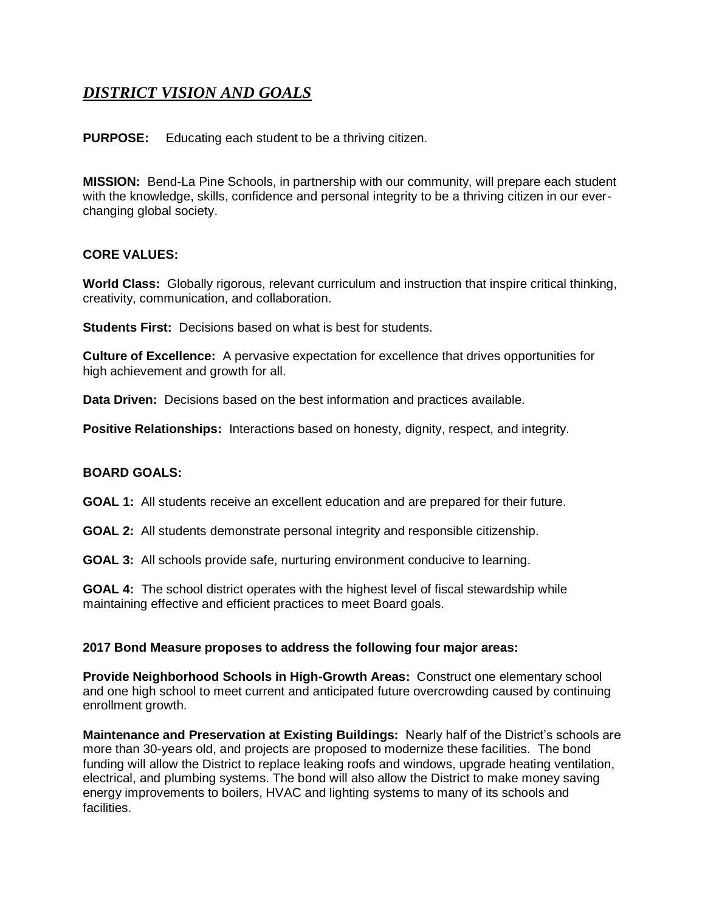## ***DISTRICT VISION AND GOALS***

**PURPOSE:** Educating each student to be a thriving citizen.

**MISSION:** Bend-La Pine Schools, in partnership with our community, will prepare each student with the knowledge, skills, confidence and personal integrity to be a thriving citizen in our ever-changing global society.

**CORE VALUES:**

**World Class:** Globally rigorous, relevant curriculum and instruction that inspire critical thinking, creativity, communication, and collaboration.

**Students First:** Decisions based on what is best for students.

**Culture of Excellence:** A pervasive expectation for excellence that drives opportunities for high achievement and growth for all.

**Data Driven:** Decisions based on the best information and practices available.

**Positive Relationships:** Interactions based on honesty, dignity, respect, and integrity.

**BOARD GOALS:**

**GOAL 1:** All students receive an excellent education and are prepared for their future.

**GOAL 2:** All students demonstrate personal integrity and responsible citizenship.

**GOAL 3:** All schools provide safe, nurturing environment conducive to learning.

**GOAL 4:** The school district operates with the highest level of fiscal stewardship while maintaining effective and efficient practices to meet Board goals.

**2017 Bond Measure proposes to address the following four major areas:**

**Provide Neighborhood Schools in High-Growth Areas:** Construct one elementary school and one high school to meet current and anticipated future overcrowding caused by continuing enrollment growth.

**Maintenance and Preservation at Existing Buildings:** Nearly half of the District's schools are more than 30-years old, and projects are proposed to modernize these facilities. The bond funding will allow the District to replace leaking roofs and windows, upgrade heating ventilation, electrical, and plumbing systems. The bond will also allow the District to make money saving energy improvements to boilers, HVAC and lighting systems to many of its schools and facilities.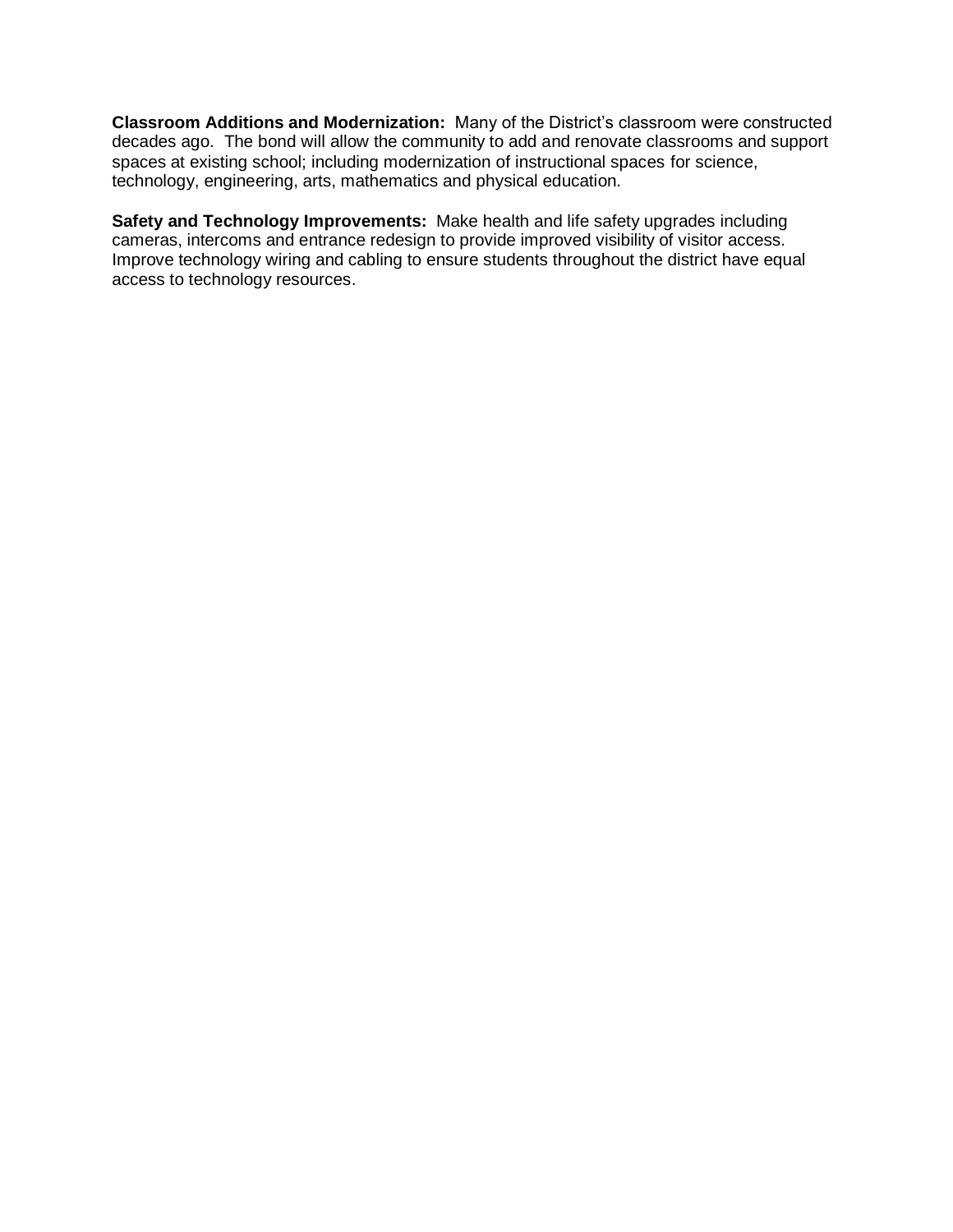**Classroom Additions and Modernization:** Many of the District's classroom were constructed decades ago. The bond will allow the community to add and renovate classrooms and support spaces at existing school; including modernization of instructional spaces for science, technology, engineering, arts, mathematics and physical education.

**Safety and Technology Improvements:** Make health and life safety upgrades including cameras, intercoms and entrance redesign to provide improved visibility of visitor access. Improve technology wiring and cabling to ensure students throughout the district have equal access to technology resources.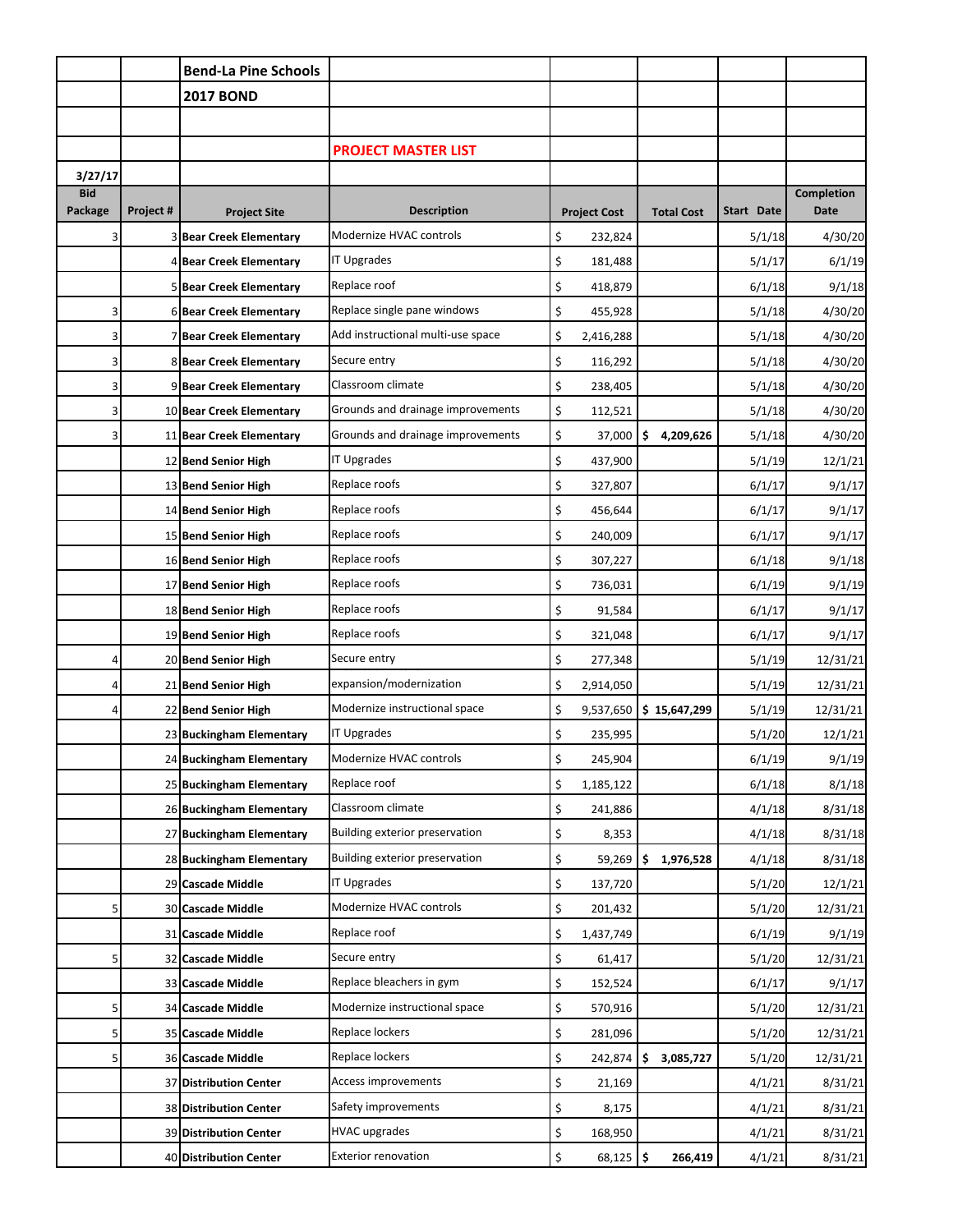**Bend-La Pine Schools**

**2017 BOND**

**PROJECT MASTER LIST**

3/27/17

| Bid Package | Project # | Project Site | Description | Project Cost | Total Cost | Start Date | Completion Date |
|---|---|---|---|---|---|---|---|
| 3 | 3 | Bear Creek Elementary | Modernize HVAC controls | $ 232,824 | | 5/1/18 | 4/30/20 |
| | 4 | Bear Creek Elementary | IT Upgrades | $ 181,488 | | 5/1/17 | 6/1/19 |
| | 5 | Bear Creek Elementary | Replace roof | $ 418,879 | | 6/1/18 | 9/1/18 |
| 3 | 6 | Bear Creek Elementary | Replace single pane windows | $ 455,928 | | 5/1/18 | 4/30/20 |
| 3 | 7 | Bear Creek Elementary | Add instructional multi-use space | $ 2,416,288 | | 5/1/18 | 4/30/20 |
| 3 | 8 | Bear Creek Elementary | Secure entry | $ 116,292 | | 5/1/18 | 4/30/20 |
| 3 | 9 | Bear Creek Elementary | Classroom climate | $ 238,405 | | 5/1/18 | 4/30/20 |
| 3 | 10 | Bear Creek Elementary | Grounds and drainage improvements | $ 112,521 | | 5/1/18 | 4/30/20 |
| 3 | 11 | Bear Creek Elementary | Grounds and drainage improvements | $ 37,000 | $ 4,209,626 | 5/1/18 | 4/30/20 |
| | 12 | Bend Senior High | IT Upgrades | $ 437,900 | | 5/1/19 | 12/1/21 |
| | 13 | Bend Senior High | Replace roofs | $ 327,807 | | 6/1/17 | 9/1/17 |
| | 14 | Bend Senior High | Replace roofs | $ 456,644 | | 6/1/17 | 9/1/17 |
| | 15 | Bend Senior High | Replace roofs | $ 240,009 | | 6/1/17 | 9/1/17 |
| | 16 | Bend Senior High | Replace roofs | $ 307,227 | | 6/1/18 | 9/1/18 |
| | 17 | Bend Senior High | Replace roofs | $ 736,031 | | 6/1/19 | 9/1/19 |
| | 18 | Bend Senior High | Replace roofs | $ 91,584 | | 6/1/17 | 9/1/17 |
| | 19 | Bend Senior High | Replace roofs | $ 321,048 | | 6/1/17 | 9/1/17 |
| 4 | 20 | Bend Senior High | Secure entry | $ 277,348 | | 5/1/19 | 12/31/21 |
| 4 | 21 | Bend Senior High | expansion/modernization | $ 2,914,050 | | 5/1/19 | 12/31/21 |
| 4 | 22 | Bend Senior High | Modernize instructional space | $ 9,537,650 | $ 15,647,299 | 5/1/19 | 12/31/21 |
| | 23 | Buckingham Elementary | IT Upgrades | $ 235,995 | | 5/1/20 | 12/1/21 |
| | 24 | Buckingham Elementary | Modernize HVAC controls | $ 245,904 | | 6/1/19 | 9/1/19 |
| | 25 | Buckingham Elementary | Replace roof | $ 1,185,122 | | 6/1/18 | 8/1/18 |
| | 26 | Buckingham Elementary | Classroom climate | $ 241,886 | | 4/1/18 | 8/31/18 |
| | 27 | Buckingham Elementary | Building exterior preservation | $ 8,353 | | 4/1/18 | 8/31/18 |
| | 28 | Buckingham Elementary | Building exterior preservation | $ 59,269 | $ 1,976,528 | 4/1/18 | 8/31/18 |
| | 29 | Cascade Middle | IT Upgrades | $ 137,720 | | 5/1/20 | 12/1/21 |
| 5 | 30 | Cascade Middle | Modernize HVAC controls | $ 201,432 | | 5/1/20 | 12/31/21 |
| | 31 | Cascade Middle | Replace roof | $ 1,437,749 | | 6/1/19 | 9/1/19 |
| 5 | 32 | Cascade Middle | Secure entry | $ 61,417 | | 5/1/20 | 12/31/21 |
| | 33 | Cascade Middle | Replace bleachers in gym | $ 152,524 | | 6/1/17 | 9/1/17 |
| 5 | 34 | Cascade Middle | Modernize instructional space | $ 570,916 | | 5/1/20 | 12/31/21 |
| 5 | 35 | Cascade Middle | Replace lockers | $ 281,096 | | 5/1/20 | 12/31/21 |
| 5 | 36 | Cascade Middle | Replace lockers | $ 242,874 | $ 3,085,727 | 5/1/20 | 12/31/21 |
| | 37 | Distribution Center | Access improvements | $ 21,169 | | 4/1/21 | 8/31/21 |
| | 38 | Distribution Center | Safety improvements | $ 8,175 | | 4/1/21 | 8/31/21 |
| | 39 | Distribution Center | HVAC upgrades | $ 168,950 | | 4/1/21 | 8/31/21 |
| | 40 | Distribution Center | Exterior renovation | $ 68,125 | $ 266,419 | 4/1/21 | 8/31/21 |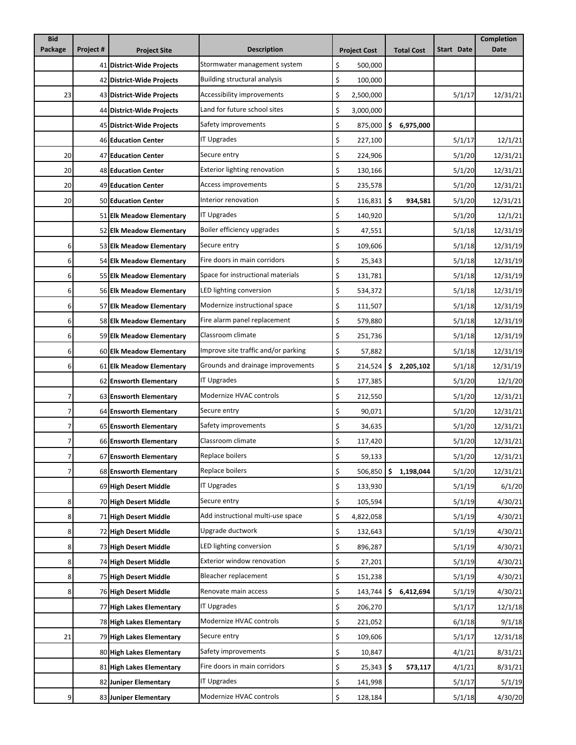| Bid Package | Project # | Project Site | Description | Project Cost | Total Cost | Start Date | Completion Date |
|---|---|---|---|---|---|---|---|
| | 41 | **District-Wide Projects** | Stormwater management system | $ 500,000 | | | |
| | 42 | **District-Wide Projects** | Building structural analysis | $ 100,000 | | | |
| 23 | 43 | **District-Wide Projects** | Accessibility improvements | $ 2,500,000 | | 5/1/17 | 12/31/21 |
| | 44 | **District-Wide Projects** | Land for future school sites | $ 3,000,000 | | | |
| | 45 | **District-Wide Projects** | Safety improvements | $ 875,000 | **$ 6,975,000** | | |
| | 46 | **Education Center** | IT Upgrades | $ 227,100 | | 5/1/17 | 12/1/21 |
| 20 | 47 | **Education Center** | Secure entry | $ 224,906 | | 5/1/20 | 12/31/21 |
| 20 | 48 | **Education Center** | Exterior lighting renovation | $ 130,166 | | 5/1/20 | 12/31/21 |
| 20 | 49 | **Education Center** | Access improvements | $ 235,578 | | 5/1/20 | 12/31/21 |
| 20 | 50 | **Education Center** | Interior renovation | $ 116,831 | **$ 934,581** | 5/1/20 | 12/31/21 |
| | 51 | **Elk Meadow Elementary** | IT Upgrades | $ 140,920 | | 5/1/20 | 12/1/21 |
| | 52 | **Elk Meadow Elementary** | Boiler efficiency upgrades | $ 47,551 | | 5/1/18 | 12/31/19 |
| 6 | 53 | **Elk Meadow Elementary** | Secure entry | $ 109,606 | | 5/1/18 | 12/31/19 |
| 6 | 54 | **Elk Meadow Elementary** | Fire doors in main corridors | $ 25,343 | | 5/1/18 | 12/31/19 |
| 6 | 55 | **Elk Meadow Elementary** | Space for instructional materials | $ 131,781 | | 5/1/18 | 12/31/19 |
| 6 | 56 | **Elk Meadow Elementary** | LED lighting conversion | $ 534,372 | | 5/1/18 | 12/31/19 |
| 6 | 57 | **Elk Meadow Elementary** | Modernize instructional space | $ 111,507 | | 5/1/18 | 12/31/19 |
| 6 | 58 | **Elk Meadow Elementary** | Fire alarm panel replacement | $ 579,880 | | 5/1/18 | 12/31/19 |
| 6 | 59 | **Elk Meadow Elementary** | Classroom climate | $ 251,736 | | 5/1/18 | 12/31/19 |
| 6 | 60 | **Elk Meadow Elementary** | Improve site traffic and/or parking | $ 57,882 | | 5/1/18 | 12/31/19 |
| 6 | 61 | **Elk Meadow Elementary** | Grounds and drainage improvements | $ 214,524 | **$ 2,205,102** | 5/1/18 | 12/31/19 |
| | 62 | **Ensworth Elementary** | IT Upgrades | $ 177,385 | | 5/1/20 | 12/1/20 |
| 7 | 63 | **Ensworth Elementary** | Modernize HVAC controls | $ 212,550 | | 5/1/20 | 12/31/21 |
| 7 | 64 | **Ensworth Elementary** | Secure entry | $ 90,071 | | 5/1/20 | 12/31/21 |
| 7 | 65 | **Ensworth Elementary** | Safety improvements | $ 34,635 | | 5/1/20 | 12/31/21 |
| 7 | 66 | **Ensworth Elementary** | Classroom climate | $ 117,420 | | 5/1/20 | 12/31/21 |
| 7 | 67 | **Ensworth Elementary** | Replace boilers | $ 59,133 | | 5/1/20 | 12/31/21 |
| 7 | 68 | **Ensworth Elementary** | Replace boilers | $ 506,850 | **$ 1,198,044** | 5/1/20 | 12/31/21 |
| | 69 | **High Desert Middle** | IT Upgrades | $ 133,930 | | 5/1/19 | 6/1/20 |
| 8 | 70 | **High Desert Middle** | Secure entry | $ 105,594 | | 5/1/19 | 4/30/21 |
| 8 | 71 | **High Desert Middle** | Add instructional multi-use space | $ 4,822,058 | | 5/1/19 | 4/30/21 |
| 8 | 72 | **High Desert Middle** | Upgrade ductwork | $ 132,643 | | 5/1/19 | 4/30/21 |
| 8 | 73 | **High Desert Middle** | LED lighting conversion | $ 896,287 | | 5/1/19 | 4/30/21 |
| 8 | 74 | **High Desert Middle** | Exterior window renovation | $ 27,201 | | 5/1/19 | 4/30/21 |
| 8 | 75 | **High Desert Middle** | Bleacher replacement | $ 151,238 | | 5/1/19 | 4/30/21 |
| 8 | 76 | **High Desert Middle** | Renovate main access | $ 143,744 | **$ 6,412,694** | 5/1/19 | 4/30/21 |
| | 77 | **High Lakes Elementary** | IT Upgrades | $ 206,270 | | 5/1/17 | 12/1/18 |
| | 78 | **High Lakes Elementary** | Modernize HVAC controls | $ 221,052 | | 6/1/18 | 9/1/18 |
| 21 | 79 | **High Lakes Elementary** | Secure entry | $ 109,606 | | 5/1/17 | 12/31/18 |
| | 80 | **High Lakes Elementary** | Safety improvements | $ 10,847 | | 4/1/21 | 8/31/21 |
| | 81 | **High Lakes Elementary** | Fire doors in main corridors | $ 25,343 | **$ 573,117** | 4/1/21 | 8/31/21 |
| | 82 | **Juniper Elementary** | IT Upgrades | $ 141,998 | | 5/1/17 | 5/1/19 |
| 9 | 83 | **Juniper Elementary** | Modernize HVAC controls | $ 128,184 | | 5/1/18 | 4/30/20 |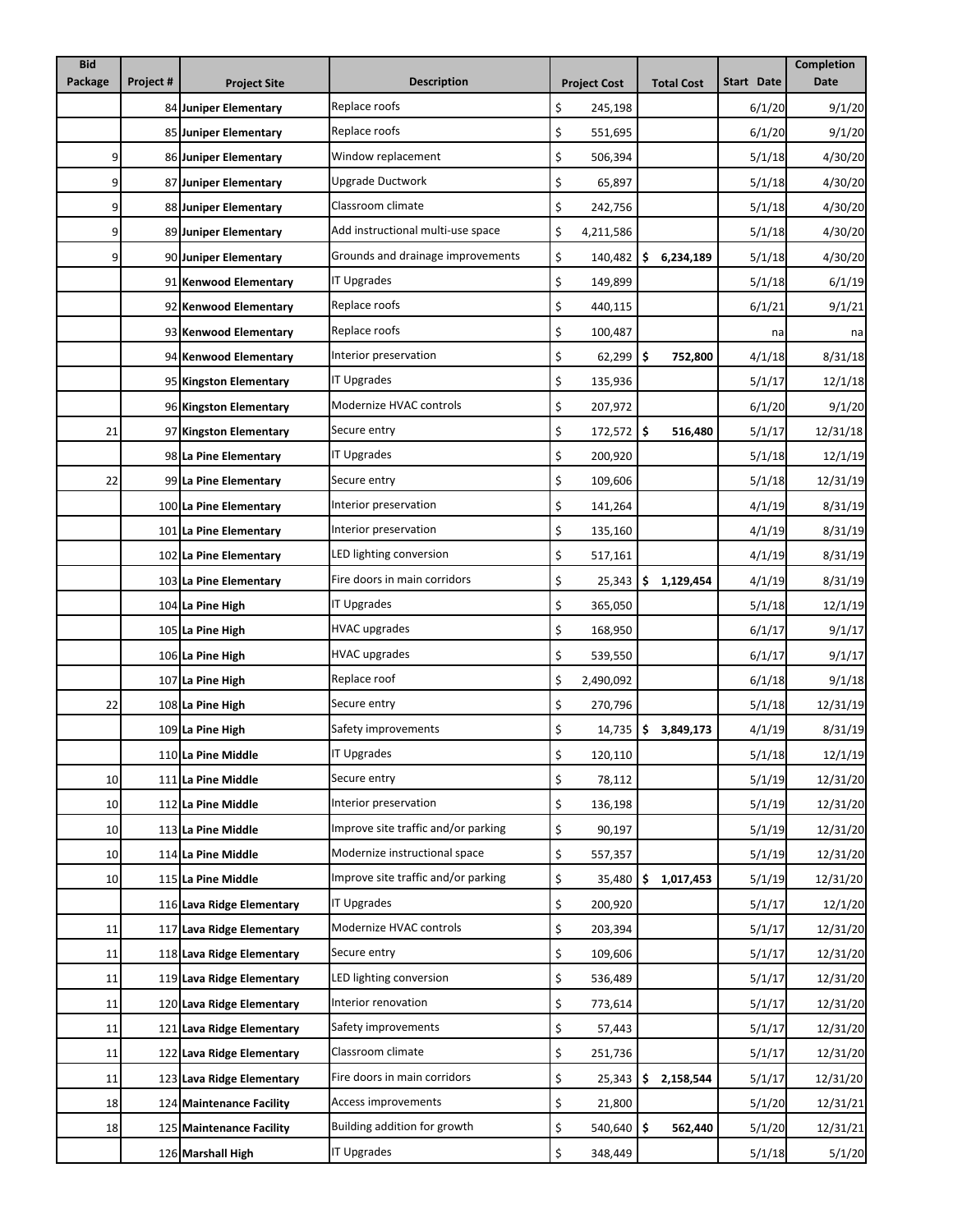| Bid Package | Project # | Project Site | Description | Project Cost | Total Cost | Start Date | Completion Date |
|---|---|---|---|---|---|---|---|
| | 84 | **Juniper Elementary** | Replace roofs | $ 245,198 | | 6/1/20 | 9/1/20 |
| | 85 | **Juniper Elementary** | Replace roofs | $ 551,695 | | 6/1/20 | 9/1/20 |
| 9 | 86 | **Juniper Elementary** | Window replacement | $ 506,394 | | 5/1/18 | 4/30/20 |
| 9 | 87 | **Juniper Elementary** | Upgrade Ductwork | $ 65,897 | | 5/1/18 | 4/30/20 |
| 9 | 88 | **Juniper Elementary** | Classroom climate | $ 242,756 | | 5/1/18 | 4/30/20 |
| 9 | 89 | **Juniper Elementary** | Add instructional multi-use space | $ 4,211,586 | | 5/1/18 | 4/30/20 |
| 9 | 90 | **Juniper Elementary** | Grounds and drainage improvements | $ 140,482 | **$ 6,234,189** | 5/1/18 | 4/30/20 |
| | 91 | **Kenwood Elementary** | IT Upgrades | $ 149,899 | | 5/1/18 | 6/1/19 |
| | 92 | **Kenwood Elementary** | Replace roofs | $ 440,115 | | 6/1/21 | 9/1/21 |
| | 93 | **Kenwood Elementary** | Replace roofs | $ 100,487 | | na | na |
| | 94 | **Kenwood Elementary** | Interior preservation | $ 62,299 | **$ 752,800** | 4/1/18 | 8/31/18 |
| | 95 | **Kingston Elementary** | IT Upgrades | $ 135,936 | | 5/1/17 | 12/1/18 |
| | 96 | **Kingston Elementary** | Modernize HVAC controls | $ 207,972 | | 6/1/20 | 9/1/20 |
| 21 | 97 | **Kingston Elementary** | Secure entry | $ 172,572 | **$ 516,480** | 5/1/17 | 12/31/18 |
| | 98 | **La Pine Elementary** | IT Upgrades | $ 200,920 | | 5/1/18 | 12/1/19 |
| 22 | 99 | **La Pine Elementary** | Secure entry | $ 109,606 | | 5/1/18 | 12/31/19 |
| | 100 | **La Pine Elementary** | Interior preservation | $ 141,264 | | 4/1/19 | 8/31/19 |
| | 101 | **La Pine Elementary** | Interior preservation | $ 135,160 | | 4/1/19 | 8/31/19 |
| | 102 | **La Pine Elementary** | LED lighting conversion | $ 517,161 | | 4/1/19 | 8/31/19 |
| | 103 | **La Pine Elementary** | Fire doors in main corridors | $ 25,343 | **$ 1,129,454** | 4/1/19 | 8/31/19 |
| | 104 | **La Pine High** | IT Upgrades | $ 365,050 | | 5/1/18 | 12/1/19 |
| | 105 | **La Pine High** | HVAC upgrades | $ 168,950 | | 6/1/17 | 9/1/17 |
| | 106 | **La Pine High** | HVAC upgrades | $ 539,550 | | 6/1/17 | 9/1/17 |
| | 107 | **La Pine High** | Replace roof | $ 2,490,092 | | 6/1/18 | 9/1/18 |
| 22 | 108 | **La Pine High** | Secure entry | $ 270,796 | | 5/1/18 | 12/31/19 |
| | 109 | **La Pine High** | Safety improvements | $ 14,735 | **$ 3,849,173** | 4/1/19 | 8/31/19 |
| | 110 | **La Pine Middle** | IT Upgrades | $ 120,110 | | 5/1/18 | 12/1/19 |
| 10 | 111 | **La Pine Middle** | Secure entry | $ 78,112 | | 5/1/19 | 12/31/20 |
| 10 | 112 | **La Pine Middle** | Interior preservation | $ 136,198 | | 5/1/19 | 12/31/20 |
| 10 | 113 | **La Pine Middle** | Improve site traffic and/or parking | $ 90,197 | | 5/1/19 | 12/31/20 |
| 10 | 114 | **La Pine Middle** | Modernize instructional space | $ 557,357 | | 5/1/19 | 12/31/20 |
| 10 | 115 | **La Pine Middle** | Improve site traffic and/or parking | $ 35,480 | **$ 1,017,453** | 5/1/19 | 12/31/20 |
| | 116 | **Lava Ridge Elementary** | IT Upgrades | $ 200,920 | | 5/1/17 | 12/1/20 |
| 11 | 117 | **Lava Ridge Elementary** | Modernize HVAC controls | $ 203,394 | | 5/1/17 | 12/31/20 |
| 11 | 118 | **Lava Ridge Elementary** | Secure entry | $ 109,606 | | 5/1/17 | 12/31/20 |
| 11 | 119 | **Lava Ridge Elementary** | LED lighting conversion | $ 536,489 | | 5/1/17 | 12/31/20 |
| 11 | 120 | **Lava Ridge Elementary** | Interior renovation | $ 773,614 | | 5/1/17 | 12/31/20 |
| 11 | 121 | **Lava Ridge Elementary** | Safety improvements | $ 57,443 | | 5/1/17 | 12/31/20 |
| 11 | 122 | **Lava Ridge Elementary** | Classroom climate | $ 251,736 | | 5/1/17 | 12/31/20 |
| 11 | 123 | **Lava Ridge Elementary** | Fire doors in main corridors | $ 25,343 | **$ 2,158,544** | 5/1/17 | 12/31/20 |
| 18 | 124 | **Maintenance Facility** | Access improvements | $ 21,800 | | 5/1/20 | 12/31/21 |
| 18 | 125 | **Maintenance Facility** | Building addition for growth | $ 540,640 | **$ 562,440** | 5/1/20 | 12/31/21 |
| | 126 | **Marshall High** | IT Upgrades | $ 348,449 | | 5/1/18 | 5/1/20 |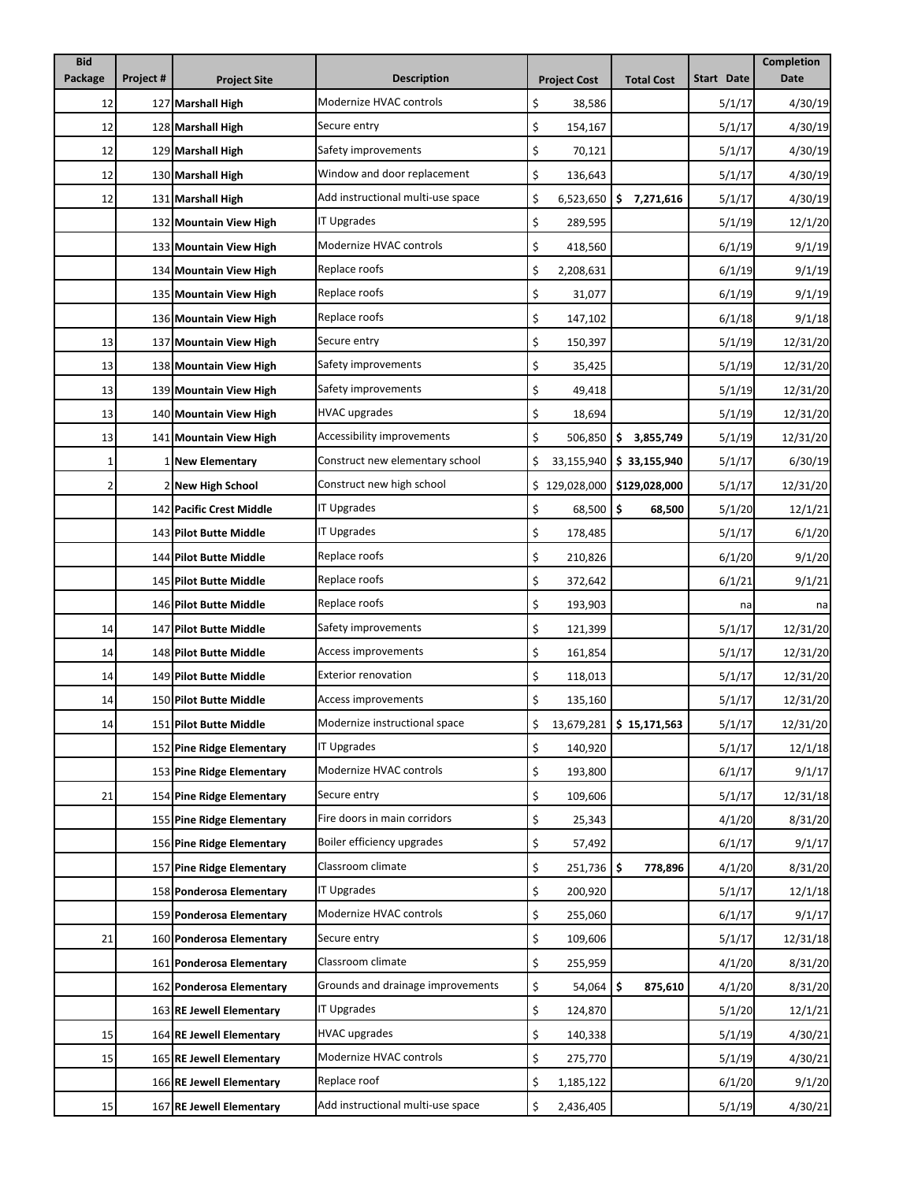| Bid Package | Project # | Project Site | Description | Project Cost | Total Cost | Start Date | Completion Date |
|---|---|---|---|---|---|---|---|
| 12 | 127 | **Marshall High** | Modernize HVAC controls | $ 38,586 | | 5/1/17 | 4/30/19 |
| 12 | 128 | **Marshall High** | Secure entry | $ 154,167 | | 5/1/17 | 4/30/19 |
| 12 | 129 | **Marshall High** | Safety improvements | $ 70,121 | | 5/1/17 | 4/30/19 |
| 12 | 130 | **Marshall High** | Window and door replacement | $ 136,643 | | 5/1/17 | 4/30/19 |
| 12 | 131 | **Marshall High** | Add instructional multi-use space | $ 6,523,650 | **$ 7,271,616** | 5/1/17 | 4/30/19 |
| | 132 | **Mountain View High** | IT Upgrades | $ 289,595 | | 5/1/19 | 12/1/20 |
| | 133 | **Mountain View High** | Modernize HVAC controls | $ 418,560 | | 6/1/19 | 9/1/19 |
| | 134 | **Mountain View High** | Replace roofs | $ 2,208,631 | | 6/1/19 | 9/1/19 |
| | 135 | **Mountain View High** | Replace roofs | $ 31,077 | | 6/1/19 | 9/1/19 |
| | 136 | **Mountain View High** | Replace roofs | $ 147,102 | | 6/1/18 | 9/1/18 |
| 13 | 137 | **Mountain View High** | Secure entry | $ 150,397 | | 5/1/19 | 12/31/20 |
| 13 | 138 | **Mountain View High** | Safety improvements | $ 35,425 | | 5/1/19 | 12/31/20 |
| 13 | 139 | **Mountain View High** | Safety improvements | $ 49,418 | | 5/1/19 | 12/31/20 |
| 13 | 140 | **Mountain View High** | HVAC upgrades | $ 18,694 | | 5/1/19 | 12/31/20 |
| 13 | 141 | **Mountain View High** | Accessibility improvements | $ 506,850 | **$ 3,855,749** | 5/1/19 | 12/31/20 |
| 1 | 1 | **New Elementary** | Construct new elementary school | $ 33,155,940 | **$ 33,155,940** | 5/1/17 | 6/30/19 |
| 2 | 2 | **New High School** | Construct new high school | $ 129,028,000 | **$129,028,000** | 5/1/17 | 12/31/20 |
| | 142 | **Pacific Crest Middle** | IT Upgrades | $ 68,500 | **$ 68,500** | 5/1/20 | 12/1/21 |
| | 143 | **Pilot Butte Middle** | IT Upgrades | $ 178,485 | | 5/1/17 | 6/1/20 |
| | 144 | **Pilot Butte Middle** | Replace roofs | $ 210,826 | | 6/1/20 | 9/1/20 |
| | 145 | **Pilot Butte Middle** | Replace roofs | $ 372,642 | | 6/1/21 | 9/1/21 |
| | 146 | **Pilot Butte Middle** | Replace roofs | $ 193,903 | | na | na |
| 14 | 147 | **Pilot Butte Middle** | Safety improvements | $ 121,399 | | 5/1/17 | 12/31/20 |
| 14 | 148 | **Pilot Butte Middle** | Access improvements | $ 161,854 | | 5/1/17 | 12/31/20 |
| 14 | 149 | **Pilot Butte Middle** | Exterior renovation | $ 118,013 | | 5/1/17 | 12/31/20 |
| 14 | 150 | **Pilot Butte Middle** | Access improvements | $ 135,160 | | 5/1/17 | 12/31/20 |
| 14 | 151 | **Pilot Butte Middle** | Modernize instructional space | $ 13,679,281 | **$ 15,171,563** | 5/1/17 | 12/31/20 |
| | 152 | **Pine Ridge Elementary** | IT Upgrades | $ 140,920 | | 5/1/17 | 12/1/18 |
| | 153 | **Pine Ridge Elementary** | Modernize HVAC controls | $ 193,800 | | 6/1/17 | 9/1/17 |
| 21 | 154 | **Pine Ridge Elementary** | Secure entry | $ 109,606 | | 5/1/17 | 12/31/18 |
| | 155 | **Pine Ridge Elementary** | Fire doors in main corridors | $ 25,343 | | 4/1/20 | 8/31/20 |
| | 156 | **Pine Ridge Elementary** | Boiler efficiency upgrades | $ 57,492 | | 6/1/17 | 9/1/17 |
| | 157 | **Pine Ridge Elementary** | Classroom climate | $ 251,736 | **$ 778,896** | 4/1/20 | 8/31/20 |
| | 158 | **Ponderosa Elementary** | IT Upgrades | $ 200,920 | | 5/1/17 | 12/1/18 |
| | 159 | **Ponderosa Elementary** | Modernize HVAC controls | $ 255,060 | | 6/1/17 | 9/1/17 |
| 21 | 160 | **Ponderosa Elementary** | Secure entry | $ 109,606 | | 5/1/17 | 12/31/18 |
| | 161 | **Ponderosa Elementary** | Classroom climate | $ 255,959 | | 4/1/20 | 8/31/20 |
| | 162 | **Ponderosa Elementary** | Grounds and drainage improvements | $ 54,064 | **$ 875,610** | 4/1/20 | 8/31/20 |
| | 163 | **RE Jewell Elementary** | IT Upgrades | $ 124,870 | | 5/1/20 | 12/1/21 |
| 15 | 164 | **RE Jewell Elementary** | HVAC upgrades | $ 140,338 | | 5/1/19 | 4/30/21 |
| 15 | 165 | **RE Jewell Elementary** | Modernize HVAC controls | $ 275,770 | | 5/1/19 | 4/30/21 |
| | 166 | **RE Jewell Elementary** | Replace roof | $ 1,185,122 | | 6/1/20 | 9/1/20 |
| 15 | 167 | **RE Jewell Elementary** | Add instructional multi-use space | $ 2,436,405 | | 5/1/19 | 4/30/21 |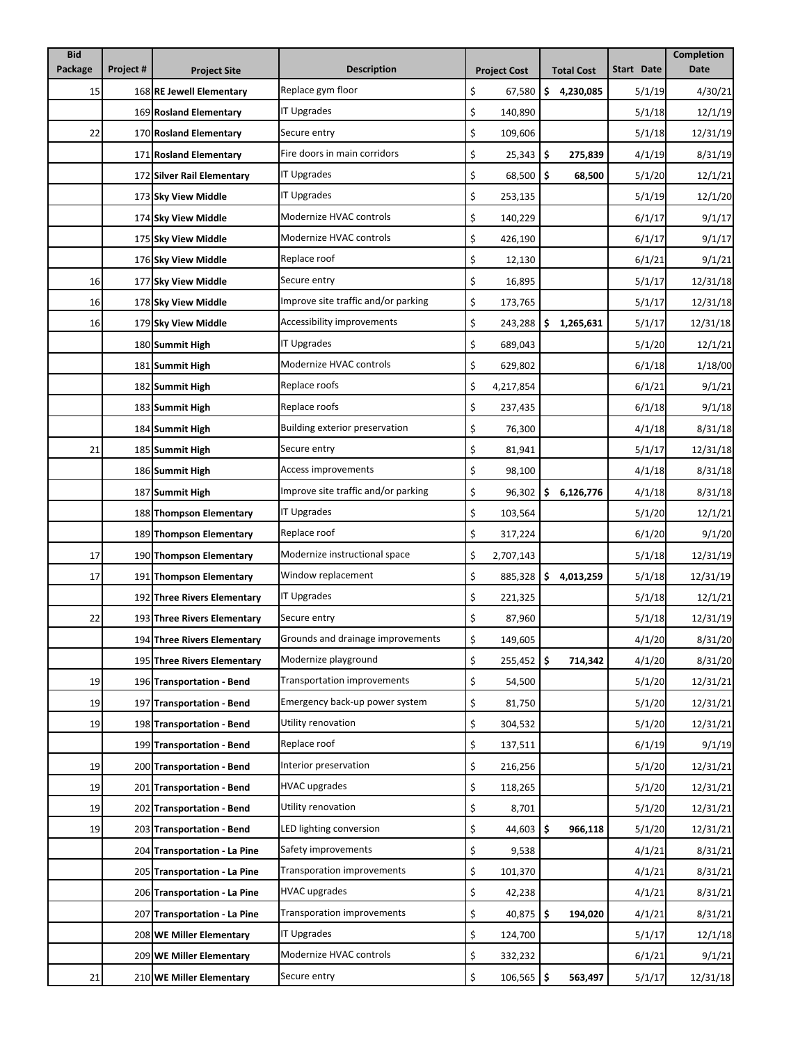| Bid Package | Project # | Project Site | Description | Project Cost | Total Cost | Start Date | Completion Date |
|---|---|---|---|---|---|---|---|
| 15 | 168 | **RE Jewell Elementary** | Replace gym floor | $ 67,580 | **$ 4,230,085** | 5/1/19 | 4/30/21 |
| | 169 | **Rosland Elementary** | IT Upgrades | $ 140,890 | | 5/1/18 | 12/1/19 |
| 22 | 170 | **Rosland Elementary** | Secure entry | $ 109,606 | | 5/1/18 | 12/31/19 |
| | 171 | **Rosland Elementary** | Fire doors in main corridors | $ 25,343 | **$ 275,839** | 4/1/19 | 8/31/19 |
| | 172 | **Silver Rail Elementary** | IT Upgrades | $ 68,500 | **$ 68,500** | 5/1/20 | 12/1/21 |
| | 173 | **Sky View Middle** | IT Upgrades | $ 253,135 | | 5/1/19 | 12/1/20 |
| | 174 | **Sky View Middle** | Modernize HVAC controls | $ 140,229 | | 6/1/17 | 9/1/17 |
| | 175 | **Sky View Middle** | Modernize HVAC controls | $ 426,190 | | 6/1/17 | 9/1/17 |
| | 176 | **Sky View Middle** | Replace roof | $ 12,130 | | 6/1/21 | 9/1/21 |
| 16 | 177 | **Sky View Middle** | Secure entry | $ 16,895 | | 5/1/17 | 12/31/18 |
| 16 | 178 | **Sky View Middle** | Improve site traffic and/or parking | $ 173,765 | | 5/1/17 | 12/31/18 |
| 16 | 179 | **Sky View Middle** | Accessibility improvements | $ 243,288 | **$ 1,265,631** | 5/1/17 | 12/31/18 |
| | 180 | **Summit High** | IT Upgrades | $ 689,043 | | 5/1/20 | 12/1/21 |
| | 181 | **Summit High** | Modernize HVAC controls | $ 629,802 | | 6/1/18 | 1/18/00 |
| | 182 | **Summit High** | Replace roofs | $ 4,217,854 | | 6/1/21 | 9/1/21 |
| | 183 | **Summit High** | Replace roofs | $ 237,435 | | 6/1/18 | 9/1/18 |
| | 184 | **Summit High** | Building exterior preservation | $ 76,300 | | 4/1/18 | 8/31/18 |
| 21 | 185 | **Summit High** | Secure entry | $ 81,941 | | 5/1/17 | 12/31/18 |
| | 186 | **Summit High** | Access improvements | $ 98,100 | | 4/1/18 | 8/31/18 |
| | 187 | **Summit High** | Improve site traffic and/or parking | $ 96,302 | **$ 6,126,776** | 4/1/18 | 8/31/18 |
| | 188 | **Thompson Elementary** | IT Upgrades | $ 103,564 | | 5/1/20 | 12/1/21 |
| | 189 | **Thompson Elementary** | Replace roof | $ 317,224 | | 6/1/20 | 9/1/20 |
| 17 | 190 | **Thompson Elementary** | Modernize instructional space | $ 2,707,143 | | 5/1/18 | 12/31/19 |
| 17 | 191 | **Thompson Elementary** | Window replacement | $ 885,328 | **$ 4,013,259** | 5/1/18 | 12/31/19 |
| | 192 | **Three Rivers Elementary** | IT Upgrades | $ 221,325 | | 5/1/18 | 12/1/21 |
| 22 | 193 | **Three Rivers Elementary** | Secure entry | $ 87,960 | | 5/1/18 | 12/31/19 |
| | 194 | **Three Rivers Elementary** | Grounds and drainage improvements | $ 149,605 | | 4/1/20 | 8/31/20 |
| | 195 | **Three Rivers Elementary** | Modernize playground | $ 255,452 | **$ 714,342** | 4/1/20 | 8/31/20 |
| 19 | 196 | **Transportation - Bend** | Transportation improvements | $ 54,500 | | 5/1/20 | 12/31/21 |
| 19 | 197 | **Transportation - Bend** | Emergency back-up power system | $ 81,750 | | 5/1/20 | 12/31/21 |
| 19 | 198 | **Transportation - Bend** | Utility renovation | $ 304,532 | | 5/1/20 | 12/31/21 |
| | 199 | **Transportation - Bend** | Replace roof | $ 137,511 | | 6/1/19 | 9/1/19 |
| 19 | 200 | **Transportation - Bend** | Interior preservation | $ 216,256 | | 5/1/20 | 12/31/21 |
| 19 | 201 | **Transportation - Bend** | HVAC upgrades | $ 118,265 | | 5/1/20 | 12/31/21 |
| 19 | 202 | **Transportation - Bend** | Utility renovation | $ 8,701 | | 5/1/20 | 12/31/21 |
| 19 | 203 | **Transportation - Bend** | LED lighting conversion | $ 44,603 | **$ 966,118** | 5/1/20 | 12/31/21 |
| | 204 | **Transportation - La Pine** | Safety improvements | $ 9,538 | | 4/1/21 | 8/31/21 |
| | 205 | **Transportation - La Pine** | Transporation improvements | $ 101,370 | | 4/1/21 | 8/31/21 |
| | 206 | **Transportation - La Pine** | HVAC upgrades | $ 42,238 | | 4/1/21 | 8/31/21 |
| | 207 | **Transportation - La Pine** | Transporation improvements | $ 40,875 | **$ 194,020** | 4/1/21 | 8/31/21 |
| | 208 | **WE Miller Elementary** | IT Upgrades | $ 124,700 | | 5/1/17 | 12/1/18 |
| | 209 | **WE Miller Elementary** | Modernize HVAC controls | $ 332,232 | | 6/1/21 | 9/1/21 |
| 21 | 210 | **WE Miller Elementary** | Secure entry | $ 106,565 | **$ 563,497** | 5/1/17 | 12/31/18 |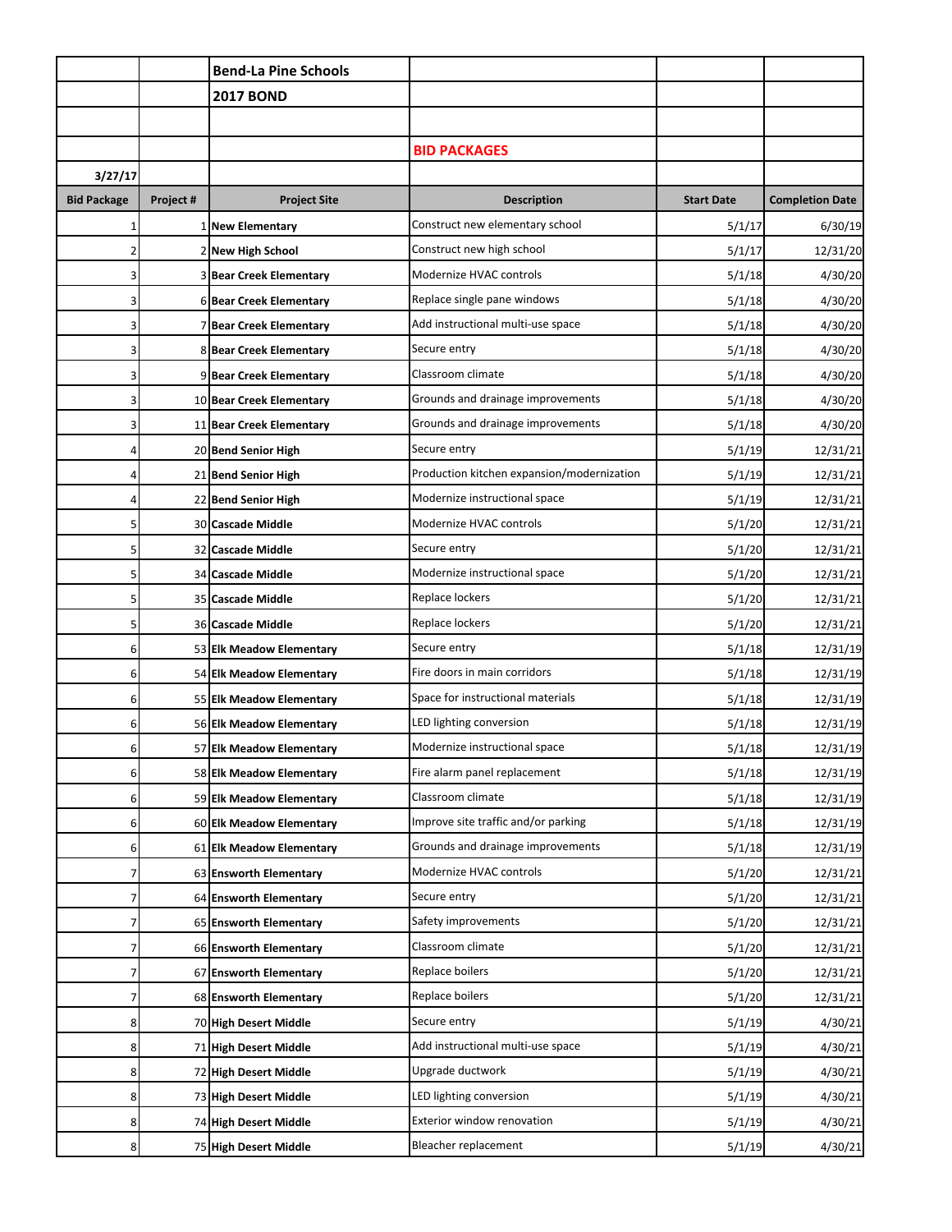**Bend-La Pine Schools**

**2017 BOND**

**BID PACKAGES**

3/27/17

| Bid Package | Project # | Project Site | Description | Start Date | Completion Date |
|---|---|---|---|---|---|
| 1 | 1 | **New Elementary** | Construct new elementary school | 5/1/17 | 6/30/19 |
| 2 | 2 | **New High School** | Construct new high school | 5/1/17 | 12/31/20 |
| 3 | 3 | **Bear Creek Elementary** | Modernize HVAC controls | 5/1/18 | 4/30/20 |
| 3 | 6 | **Bear Creek Elementary** | Replace single pane windows | 5/1/18 | 4/30/20 |
| 3 | 7 | **Bear Creek Elementary** | Add instructional multi-use space | 5/1/18 | 4/30/20 |
| 3 | 8 | **Bear Creek Elementary** | Secure entry | 5/1/18 | 4/30/20 |
| 3 | 9 | **Bear Creek Elementary** | Classroom climate | 5/1/18 | 4/30/20 |
| 3 | 10 | **Bear Creek Elementary** | Grounds and drainage improvements | 5/1/18 | 4/30/20 |
| 3 | 11 | **Bear Creek Elementary** | Grounds and drainage improvements | 5/1/18 | 4/30/20 |
| 4 | 20 | **Bend Senior High** | Secure entry | 5/1/19 | 12/31/21 |
| 4 | 21 | **Bend Senior High** | Production kitchen expansion/modernization | 5/1/19 | 12/31/21 |
| 4 | 22 | **Bend Senior High** | Modernize instructional space | 5/1/19 | 12/31/21 |
| 5 | 30 | **Cascade Middle** | Modernize HVAC controls | 5/1/20 | 12/31/21 |
| 5 | 32 | **Cascade Middle** | Secure entry | 5/1/20 | 12/31/21 |
| 5 | 34 | **Cascade Middle** | Modernize instructional space | 5/1/20 | 12/31/21 |
| 5 | 35 | **Cascade Middle** | Replace lockers | 5/1/20 | 12/31/21 |
| 5 | 36 | **Cascade Middle** | Replace lockers | 5/1/20 | 12/31/21 |
| 6 | 53 | **Elk Meadow Elementary** | Secure entry | 5/1/18 | 12/31/19 |
| 6 | 54 | **Elk Meadow Elementary** | Fire doors in main corridors | 5/1/18 | 12/31/19 |
| 6 | 55 | **Elk Meadow Elementary** | Space for instructional materials | 5/1/18 | 12/31/19 |
| 6 | 56 | **Elk Meadow Elementary** | LED lighting conversion | 5/1/18 | 12/31/19 |
| 6 | 57 | **Elk Meadow Elementary** | Modernize instructional space | 5/1/18 | 12/31/19 |
| 6 | 58 | **Elk Meadow Elementary** | Fire alarm panel replacement | 5/1/18 | 12/31/19 |
| 6 | 59 | **Elk Meadow Elementary** | Classroom climate | 5/1/18 | 12/31/19 |
| 6 | 60 | **Elk Meadow Elementary** | Improve site traffic and/or parking | 5/1/18 | 12/31/19 |
| 6 | 61 | **Elk Meadow Elementary** | Grounds and drainage improvements | 5/1/18 | 12/31/19 |
| 7 | 63 | **Ensworth Elementary** | Modernize HVAC controls | 5/1/20 | 12/31/21 |
| 7 | 64 | **Ensworth Elementary** | Secure entry | 5/1/20 | 12/31/21 |
| 7 | 65 | **Ensworth Elementary** | Safety improvements | 5/1/20 | 12/31/21 |
| 7 | 66 | **Ensworth Elementary** | Classroom climate | 5/1/20 | 12/31/21 |
| 7 | 67 | **Ensworth Elementary** | Replace boilers | 5/1/20 | 12/31/21 |
| 7 | 68 | **Ensworth Elementary** | Replace boilers | 5/1/20 | 12/31/21 |
| 8 | 70 | **High Desert Middle** | Secure entry | 5/1/19 | 4/30/21 |
| 8 | 71 | **High Desert Middle** | Add instructional multi-use space | 5/1/19 | 4/30/21 |
| 8 | 72 | **High Desert Middle** | Upgrade ductwork | 5/1/19 | 4/30/21 |
| 8 | 73 | **High Desert Middle** | LED lighting conversion | 5/1/19 | 4/30/21 |
| 8 | 74 | **High Desert Middle** | Exterior window renovation | 5/1/19 | 4/30/21 |
| 8 | 75 | **High Desert Middle** | Bleacher replacement | 5/1/19 | 4/30/21 |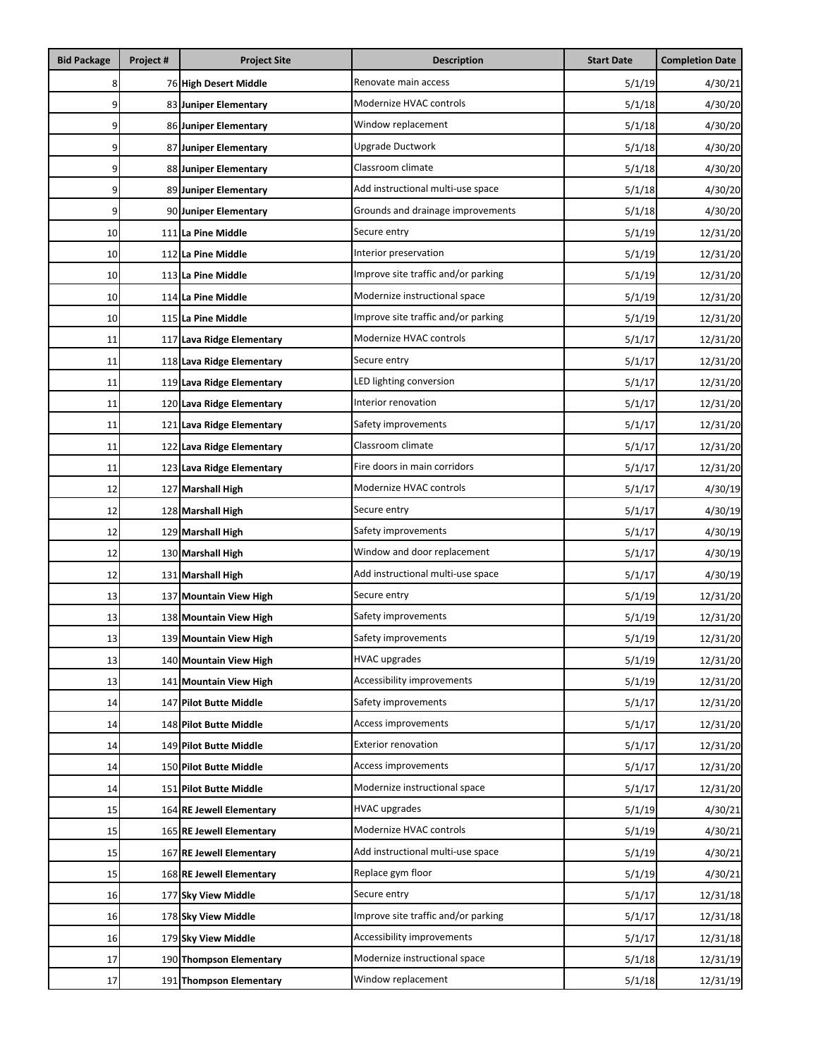| Bid Package | Project # | Project Site | Description | Start Date | Completion Date |
|---|---|---|---|---|---|
| 8 | 76 | **High Desert Middle** | Renovate main access | 5/1/19 | 4/30/21 |
| 9 | 83 | **Juniper Elementary** | Modernize HVAC controls | 5/1/18 | 4/30/20 |
| 9 | 86 | **Juniper Elementary** | Window replacement | 5/1/18 | 4/30/20 |
| 9 | 87 | **Juniper Elementary** | Upgrade Ductwork | 5/1/18 | 4/30/20 |
| 9 | 88 | **Juniper Elementary** | Classroom climate | 5/1/18 | 4/30/20 |
| 9 | 89 | **Juniper Elementary** | Add instructional multi-use space | 5/1/18 | 4/30/20 |
| 9 | 90 | **Juniper Elementary** | Grounds and drainage improvements | 5/1/18 | 4/30/20 |
| 10 | 111 | **La Pine Middle** | Secure entry | 5/1/19 | 12/31/20 |
| 10 | 112 | **La Pine Middle** | Interior preservation | 5/1/19 | 12/31/20 |
| 10 | 113 | **La Pine Middle** | Improve site traffic and/or parking | 5/1/19 | 12/31/20 |
| 10 | 114 | **La Pine Middle** | Modernize instructional space | 5/1/19 | 12/31/20 |
| 10 | 115 | **La Pine Middle** | Improve site traffic and/or parking | 5/1/19 | 12/31/20 |
| 11 | 117 | **Lava Ridge Elementary** | Modernize HVAC controls | 5/1/17 | 12/31/20 |
| 11 | 118 | **Lava Ridge Elementary** | Secure entry | 5/1/17 | 12/31/20 |
| 11 | 119 | **Lava Ridge Elementary** | LED lighting conversion | 5/1/17 | 12/31/20 |
| 11 | 120 | **Lava Ridge Elementary** | Interior renovation | 5/1/17 | 12/31/20 |
| 11 | 121 | **Lava Ridge Elementary** | Safety improvements | 5/1/17 | 12/31/20 |
| 11 | 122 | **Lava Ridge Elementary** | Classroom climate | 5/1/17 | 12/31/20 |
| 11 | 123 | **Lava Ridge Elementary** | Fire doors in main corridors | 5/1/17 | 12/31/20 |
| 12 | 127 | **Marshall High** | Modernize HVAC controls | 5/1/17 | 4/30/19 |
| 12 | 128 | **Marshall High** | Secure entry | 5/1/17 | 4/30/19 |
| 12 | 129 | **Marshall High** | Safety improvements | 5/1/17 | 4/30/19 |
| 12 | 130 | **Marshall High** | Window and door replacement | 5/1/17 | 4/30/19 |
| 12 | 131 | **Marshall High** | Add instructional multi-use space | 5/1/17 | 4/30/19 |
| 13 | 137 | **Mountain View High** | Secure entry | 5/1/19 | 12/31/20 |
| 13 | 138 | **Mountain View High** | Safety improvements | 5/1/19 | 12/31/20 |
| 13 | 139 | **Mountain View High** | Safety improvements | 5/1/19 | 12/31/20 |
| 13 | 140 | **Mountain View High** | HVAC upgrades | 5/1/19 | 12/31/20 |
| 13 | 141 | **Mountain View High** | Accessibility improvements | 5/1/19 | 12/31/20 |
| 14 | 147 | **Pilot Butte Middle** | Safety improvements | 5/1/17 | 12/31/20 |
| 14 | 148 | **Pilot Butte Middle** | Access improvements | 5/1/17 | 12/31/20 |
| 14 | 149 | **Pilot Butte Middle** | Exterior renovation | 5/1/17 | 12/31/20 |
| 14 | 150 | **Pilot Butte Middle** | Access improvements | 5/1/17 | 12/31/20 |
| 14 | 151 | **Pilot Butte Middle** | Modernize instructional space | 5/1/17 | 12/31/20 |
| 15 | 164 | **RE Jewell Elementary** | HVAC upgrades | 5/1/19 | 4/30/21 |
| 15 | 165 | **RE Jewell Elementary** | Modernize HVAC controls | 5/1/19 | 4/30/21 |
| 15 | 167 | **RE Jewell Elementary** | Add instructional multi-use space | 5/1/19 | 4/30/21 |
| 15 | 168 | **RE Jewell Elementary** | Replace gym floor | 5/1/19 | 4/30/21 |
| 16 | 177 | **Sky View Middle** | Secure entry | 5/1/17 | 12/31/18 |
| 16 | 178 | **Sky View Middle** | Improve site traffic and/or parking | 5/1/17 | 12/31/18 |
| 16 | 179 | **Sky View Middle** | Accessibility improvements | 5/1/17 | 12/31/18 |
| 17 | 190 | **Thompson Elementary** | Modernize instructional space | 5/1/18 | 12/31/19 |
| 17 | 191 | **Thompson Elementary** | Window replacement | 5/1/18 | 12/31/19 |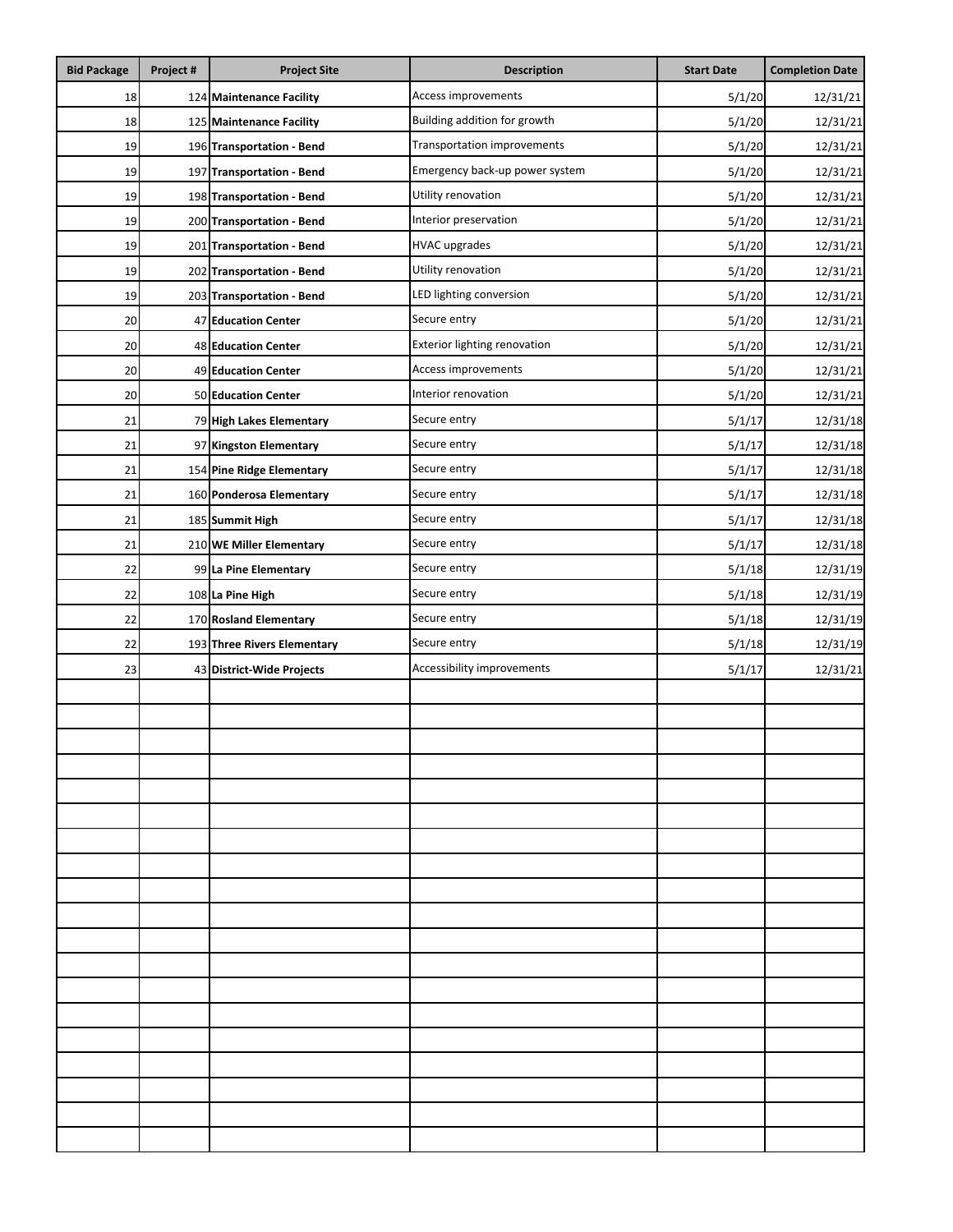| Bid Package | Project # | Project Site | Description | Start Date | Completion Date |
|---|---|---|---|---|---|
| 18 | 124 | **Maintenance Facility** | Access improvements | 5/1/20 | 12/31/21 |
| 18 | 125 | **Maintenance Facility** | Building addition for growth | 5/1/20 | 12/31/21 |
| 19 | 196 | **Transportation - Bend** | Transportation improvements | 5/1/20 | 12/31/21 |
| 19 | 197 | **Transportation - Bend** | Emergency back-up power system | 5/1/20 | 12/31/21 |
| 19 | 198 | **Transportation - Bend** | Utility renovation | 5/1/20 | 12/31/21 |
| 19 | 200 | **Transportation - Bend** | Interior preservation | 5/1/20 | 12/31/21 |
| 19 | 201 | **Transportation - Bend** | HVAC upgrades | 5/1/20 | 12/31/21 |
| 19 | 202 | **Transportation - Bend** | Utility renovation | 5/1/20 | 12/31/21 |
| 19 | 203 | **Transportation - Bend** | LED lighting conversion | 5/1/20 | 12/31/21 |
| 20 | 47 | **Education Center** | Secure entry | 5/1/20 | 12/31/21 |
| 20 | 48 | **Education Center** | Exterior lighting renovation | 5/1/20 | 12/31/21 |
| 20 | 49 | **Education Center** | Access improvements | 5/1/20 | 12/31/21 |
| 20 | 50 | **Education Center** | Interior renovation | 5/1/20 | 12/31/21 |
| 21 | 79 | **High Lakes Elementary** | Secure entry | 5/1/17 | 12/31/18 |
| 21 | 97 | **Kingston Elementary** | Secure entry | 5/1/17 | 12/31/18 |
| 21 | 154 | **Pine Ridge Elementary** | Secure entry | 5/1/17 | 12/31/18 |
| 21 | 160 | **Ponderosa Elementary** | Secure entry | 5/1/17 | 12/31/18 |
| 21 | 185 | **Summit High** | Secure entry | 5/1/17 | 12/31/18 |
| 21 | 210 | **WE Miller Elementary** | Secure entry | 5/1/17 | 12/31/18 |
| 22 | 99 | **La Pine Elementary** | Secure entry | 5/1/18 | 12/31/19 |
| 22 | 108 | **La Pine High** | Secure entry | 5/1/18 | 12/31/19 |
| 22 | 170 | **Rosland Elementary** | Secure entry | 5/1/18 | 12/31/19 |
| 22 | 193 | **Three Rivers Elementary** | Secure entry | 5/1/18 | 12/31/19 |
| 23 | 43 | **District-Wide Projects** | Accessibility improvements | 5/1/17 | 12/31/21 |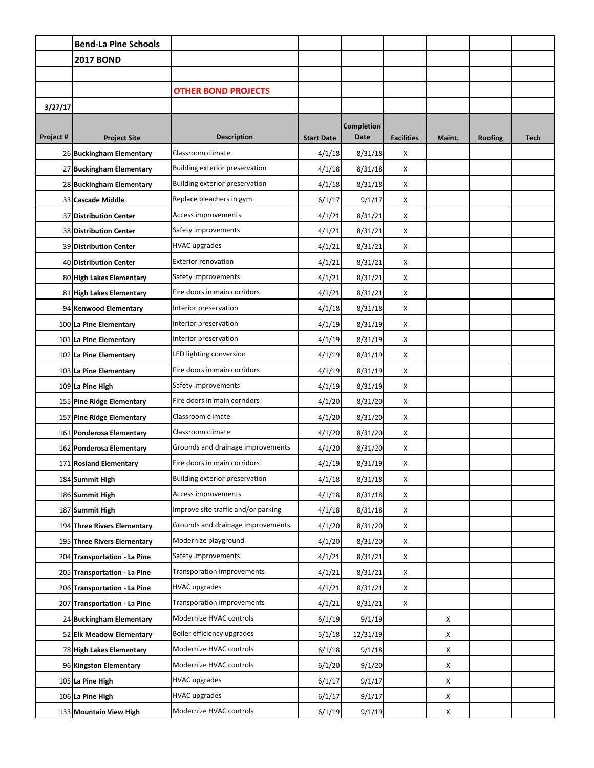**Bend-La Pine Schools**

**2017 BOND**

**OTHER BOND PROJECTS**

**3/27/17**

| Project # | Project Site | Description | Start Date | Completion Date | Facilities | Maint. | Roofing | Tech |
|---|---|---|---|---|---|---|---|---|
| 26 | **Buckingham Elementary** | Classroom climate | 4/1/18 | 8/31/18 | X | | | |
| 27 | **Buckingham Elementary** | Building exterior preservation | 4/1/18 | 8/31/18 | X | | | |
| 28 | **Buckingham Elementary** | Building exterior preservation | 4/1/18 | 8/31/18 | X | | | |
| 33 | **Cascade Middle** | Replace bleachers in gym | 6/1/17 | 9/1/17 | X | | | |
| 37 | **Distribution Center** | Access improvements | 4/1/21 | 8/31/21 | X | | | |
| 38 | **Distribution Center** | Safety improvements | 4/1/21 | 8/31/21 | X | | | |
| 39 | **Distribution Center** | HVAC upgrades | 4/1/21 | 8/31/21 | X | | | |
| 40 | **Distribution Center** | Exterior renovation | 4/1/21 | 8/31/21 | X | | | |
| 80 | **High Lakes Elementary** | Safety improvements | 4/1/21 | 8/31/21 | X | | | |
| 81 | **High Lakes Elementary** | Fire doors in main corridors | 4/1/21 | 8/31/21 | X | | | |
| 94 | **Kenwood Elementary** | Interior preservation | 4/1/18 | 8/31/18 | X | | | |
| 100 | **La Pine Elementary** | Interior preservation | 4/1/19 | 8/31/19 | X | | | |
| 101 | **La Pine Elementary** | Interior preservation | 4/1/19 | 8/31/19 | X | | | |
| 102 | **La Pine Elementary** | LED lighting conversion | 4/1/19 | 8/31/19 | X | | | |
| 103 | **La Pine Elementary** | Fire doors in main corridors | 4/1/19 | 8/31/19 | X | | | |
| 109 | **La Pine High** | Safety improvements | 4/1/19 | 8/31/19 | X | | | |
| 155 | **Pine Ridge Elementary** | Fire doors in main corridors | 4/1/20 | 8/31/20 | X | | | |
| 157 | **Pine Ridge Elementary** | Classroom climate | 4/1/20 | 8/31/20 | X | | | |
| 161 | **Ponderosa Elementary** | Classroom climate | 4/1/20 | 8/31/20 | X | | | |
| 162 | **Ponderosa Elementary** | Grounds and drainage improvements | 4/1/20 | 8/31/20 | X | | | |
| 171 | **Rosland Elementary** | Fire doors in main corridors | 4/1/19 | 8/31/19 | X | | | |
| 184 | **Summit High** | Building exterior preservation | 4/1/18 | 8/31/18 | X | | | |
| 186 | **Summit High** | Access improvements | 4/1/18 | 8/31/18 | X | | | |
| 187 | **Summit High** | Improve site traffic and/or parking | 4/1/18 | 8/31/18 | X | | | |
| 194 | **Three Rivers Elementary** | Grounds and drainage improvements | 4/1/20 | 8/31/20 | X | | | |
| 195 | **Three Rivers Elementary** | Modernize playground | 4/1/20 | 8/31/20 | X | | | |
| 204 | **Transportation - La Pine** | Safety improvements | 4/1/21 | 8/31/21 | X | | | |
| 205 | **Transportation - La Pine** | Transporation improvements | 4/1/21 | 8/31/21 | X | | | |
| 206 | **Transportation - La Pine** | HVAC upgrades | 4/1/21 | 8/31/21 | X | | | |
| 207 | **Transportation - La Pine** | Transporation improvements | 4/1/21 | 8/31/21 | X | | | |
| 24 | **Buckingham Elementary** | Modernize HVAC controls | 6/1/19 | 9/1/19 | | X | | |
| 52 | **Elk Meadow Elementary** | Boiler efficiency upgrades | 5/1/18 | 12/31/19 | | X | | |
| 78 | **High Lakes Elementary** | Modernize HVAC controls | 6/1/18 | 9/1/18 | | X | | |
| 96 | **Kingston Elementary** | Modernize HVAC controls | 6/1/20 | 9/1/20 | | X | | |
| 105 | **La Pine High** | HVAC upgrades | 6/1/17 | 9/1/17 | | X | | |
| 106 | **La Pine High** | HVAC upgrades | 6/1/17 | 9/1/17 | | X | | |
| 133 | **Mountain View High** | Modernize HVAC controls | 6/1/19 | 9/1/19 | | X | | |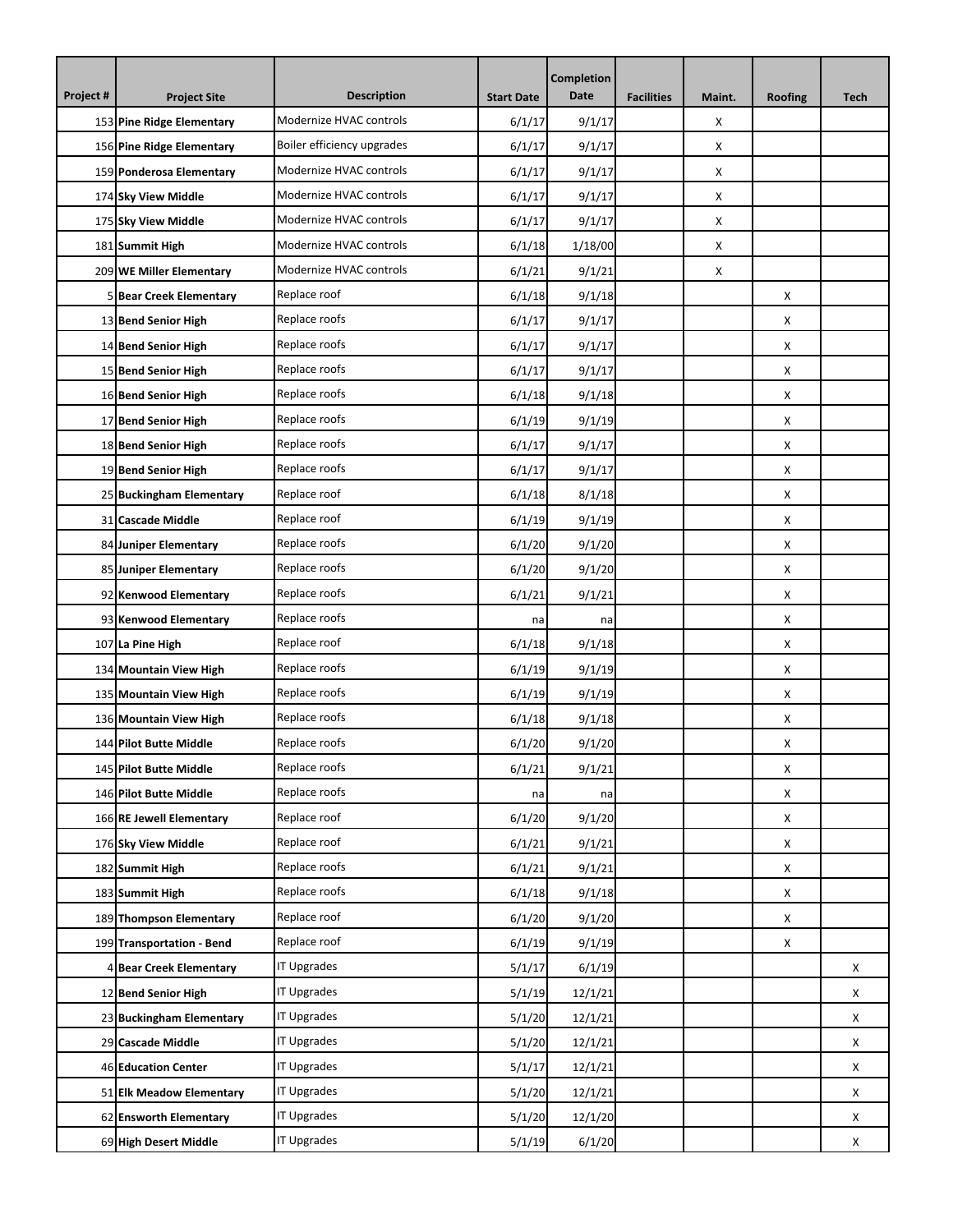| Project # | Project Site | Description | Start Date | Completion Date | Facilities | Maint. | Roofing | Tech |
|---|---|---|---|---|---|---|---|---|
| 153 | **Pine Ridge Elementary** | Modernize HVAC controls | 6/1/17 | 9/1/17 | | X | | |
| 156 | **Pine Ridge Elementary** | Boiler efficiency upgrades | 6/1/17 | 9/1/17 | | X | | |
| 159 | **Ponderosa Elementary** | Modernize HVAC controls | 6/1/17 | 9/1/17 | | X | | |
| 174 | **Sky View Middle** | Modernize HVAC controls | 6/1/17 | 9/1/17 | | X | | |
| 175 | **Sky View Middle** | Modernize HVAC controls | 6/1/17 | 9/1/17 | | X | | |
| 181 | **Summit High** | Modernize HVAC controls | 6/1/18 | 1/18/00 | | X | | |
| 209 | **WE Miller Elementary** | Modernize HVAC controls | 6/1/21 | 9/1/21 | | X | | |
| 5 | **Bear Creek Elementary** | Replace roof | 6/1/18 | 9/1/18 | | | X | |
| 13 | **Bend Senior High** | Replace roofs | 6/1/17 | 9/1/17 | | | X | |
| 14 | **Bend Senior High** | Replace roofs | 6/1/17 | 9/1/17 | | | X | |
| 15 | **Bend Senior High** | Replace roofs | 6/1/17 | 9/1/17 | | | X | |
| 16 | **Bend Senior High** | Replace roofs | 6/1/18 | 9/1/18 | | | X | |
| 17 | **Bend Senior High** | Replace roofs | 6/1/19 | 9/1/19 | | | X | |
| 18 | **Bend Senior High** | Replace roofs | 6/1/17 | 9/1/17 | | | X | |
| 19 | **Bend Senior High** | Replace roofs | 6/1/17 | 9/1/17 | | | X | |
| 25 | **Buckingham Elementary** | Replace roof | 6/1/18 | 8/1/18 | | | X | |
| 31 | **Cascade Middle** | Replace roof | 6/1/19 | 9/1/19 | | | X | |
| 84 | **Juniper Elementary** | Replace roofs | 6/1/20 | 9/1/20 | | | X | |
| 85 | **Juniper Elementary** | Replace roofs | 6/1/20 | 9/1/20 | | | X | |
| 92 | **Kenwood Elementary** | Replace roofs | 6/1/21 | 9/1/21 | | | X | |
| 93 | **Kenwood Elementary** | Replace roofs | na | na | | | X | |
| 107 | **La Pine High** | Replace roof | 6/1/18 | 9/1/18 | | | X | |
| 134 | **Mountain View High** | Replace roofs | 6/1/19 | 9/1/19 | | | X | |
| 135 | **Mountain View High** | Replace roofs | 6/1/19 | 9/1/19 | | | X | |
| 136 | **Mountain View High** | Replace roofs | 6/1/18 | 9/1/18 | | | X | |
| 144 | **Pilot Butte Middle** | Replace roofs | 6/1/20 | 9/1/20 | | | X | |
| 145 | **Pilot Butte Middle** | Replace roofs | 6/1/21 | 9/1/21 | | | X | |
| 146 | **Pilot Butte Middle** | Replace roofs | na | na | | | X | |
| 166 | **RE Jewell Elementary** | Replace roof | 6/1/20 | 9/1/20 | | | X | |
| 176 | **Sky View Middle** | Replace roof | 6/1/21 | 9/1/21 | | | X | |
| 182 | **Summit High** | Replace roofs | 6/1/21 | 9/1/21 | | | X | |
| 183 | **Summit High** | Replace roofs | 6/1/18 | 9/1/18 | | | X | |
| 189 | **Thompson Elementary** | Replace roof | 6/1/20 | 9/1/20 | | | X | |
| 199 | **Transportation - Bend** | Replace roof | 6/1/19 | 9/1/19 | | | X | |
| 4 | **Bear Creek Elementary** | IT Upgrades | 5/1/17 | 6/1/19 | | | | X |
| 12 | **Bend Senior High** | IT Upgrades | 5/1/19 | 12/1/21 | | | | X |
| 23 | **Buckingham Elementary** | IT Upgrades | 5/1/20 | 12/1/21 | | | | X |
| 29 | **Cascade Middle** | IT Upgrades | 5/1/20 | 12/1/21 | | | | X |
| 46 | **Education Center** | IT Upgrades | 5/1/17 | 12/1/21 | | | | X |
| 51 | **Elk Meadow Elementary** | IT Upgrades | 5/1/20 | 12/1/21 | | | | X |
| 62 | **Ensworth Elementary** | IT Upgrades | 5/1/20 | 12/1/20 | | | | X |
| 69 | **High Desert Middle** | IT Upgrades | 5/1/19 | 6/1/20 | | | | X |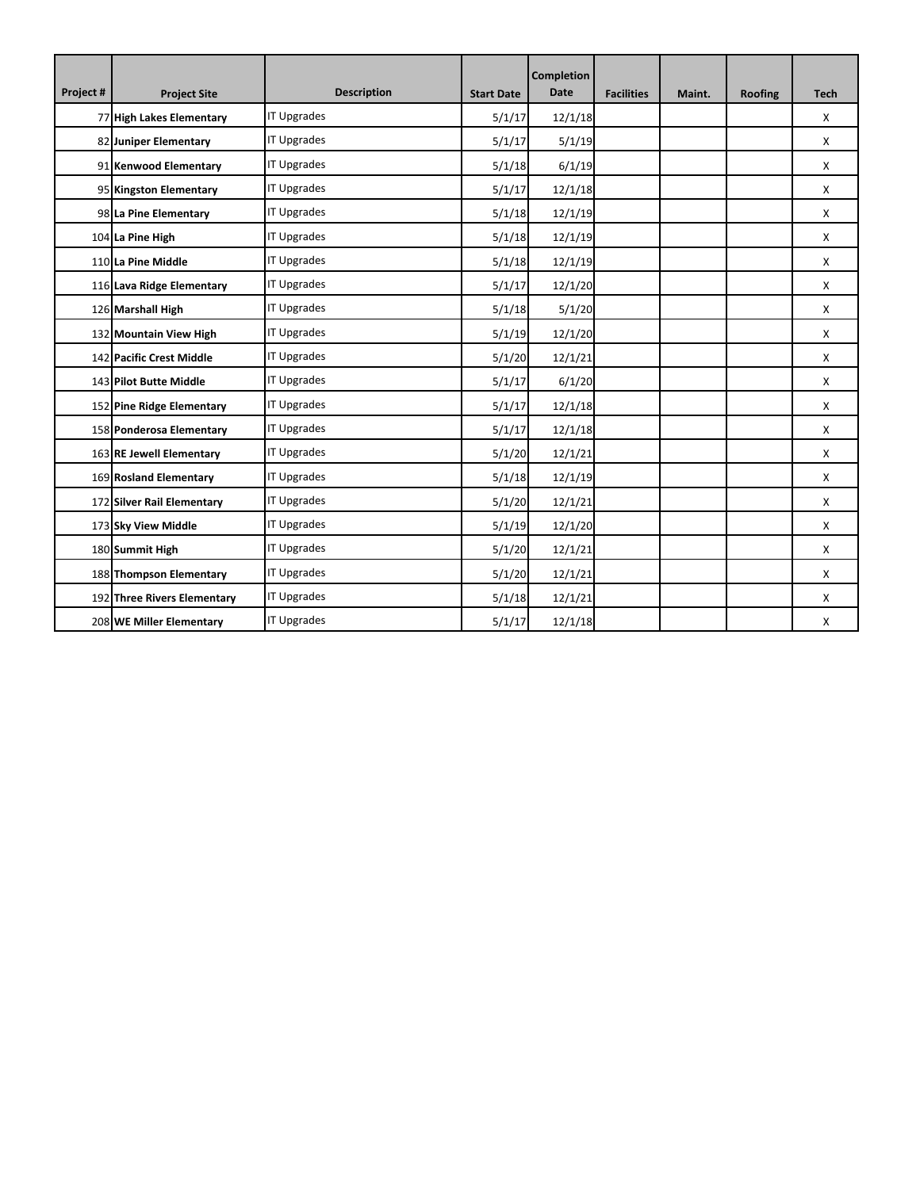| Project # | Project Site | Description | Start Date | Completion Date | Facilities | Maint. | Roofing | Tech |
|---|---|---|---|---|---|---|---|---|
| 77 | **High Lakes Elementary** | IT Upgrades | 5/1/17 | 12/1/18 | | | | X |
| 82 | **Juniper Elementary** | IT Upgrades | 5/1/17 | 5/1/19 | | | | X |
| 91 | **Kenwood Elementary** | IT Upgrades | 5/1/18 | 6/1/19 | | | | X |
| 95 | **Kingston Elementary** | IT Upgrades | 5/1/17 | 12/1/18 | | | | X |
| 98 | **La Pine Elementary** | IT Upgrades | 5/1/18 | 12/1/19 | | | | X |
| 104 | **La Pine High** | IT Upgrades | 5/1/18 | 12/1/19 | | | | X |
| 110 | **La Pine Middle** | IT Upgrades | 5/1/18 | 12/1/19 | | | | X |
| 116 | **Lava Ridge Elementary** | IT Upgrades | 5/1/17 | 12/1/20 | | | | X |
| 126 | **Marshall High** | IT Upgrades | 5/1/18 | 5/1/20 | | | | X |
| 132 | **Mountain View High** | IT Upgrades | 5/1/19 | 12/1/20 | | | | X |
| 142 | **Pacific Crest Middle** | IT Upgrades | 5/1/20 | 12/1/21 | | | | X |
| 143 | **Pilot Butte Middle** | IT Upgrades | 5/1/17 | 6/1/20 | | | | X |
| 152 | **Pine Ridge Elementary** | IT Upgrades | 5/1/17 | 12/1/18 | | | | X |
| 158 | **Ponderosa Elementary** | IT Upgrades | 5/1/17 | 12/1/18 | | | | X |
| 163 | **RE Jewell Elementary** | IT Upgrades | 5/1/20 | 12/1/21 | | | | X |
| 169 | **Rosland Elementary** | IT Upgrades | 5/1/18 | 12/1/19 | | | | X |
| 172 | **Silver Rail Elementary** | IT Upgrades | 5/1/20 | 12/1/21 | | | | X |
| 173 | **Sky View Middle** | IT Upgrades | 5/1/19 | 12/1/20 | | | | X |
| 180 | **Summit High** | IT Upgrades | 5/1/20 | 12/1/21 | | | | X |
| 188 | **Thompson Elementary** | IT Upgrades | 5/1/20 | 12/1/21 | | | | X |
| 192 | **Three Rivers Elementary** | IT Upgrades | 5/1/18 | 12/1/21 | | | | X |
| 208 | **WE Miller Elementary** | IT Upgrades | 5/1/17 | 12/1/18 | | | | X |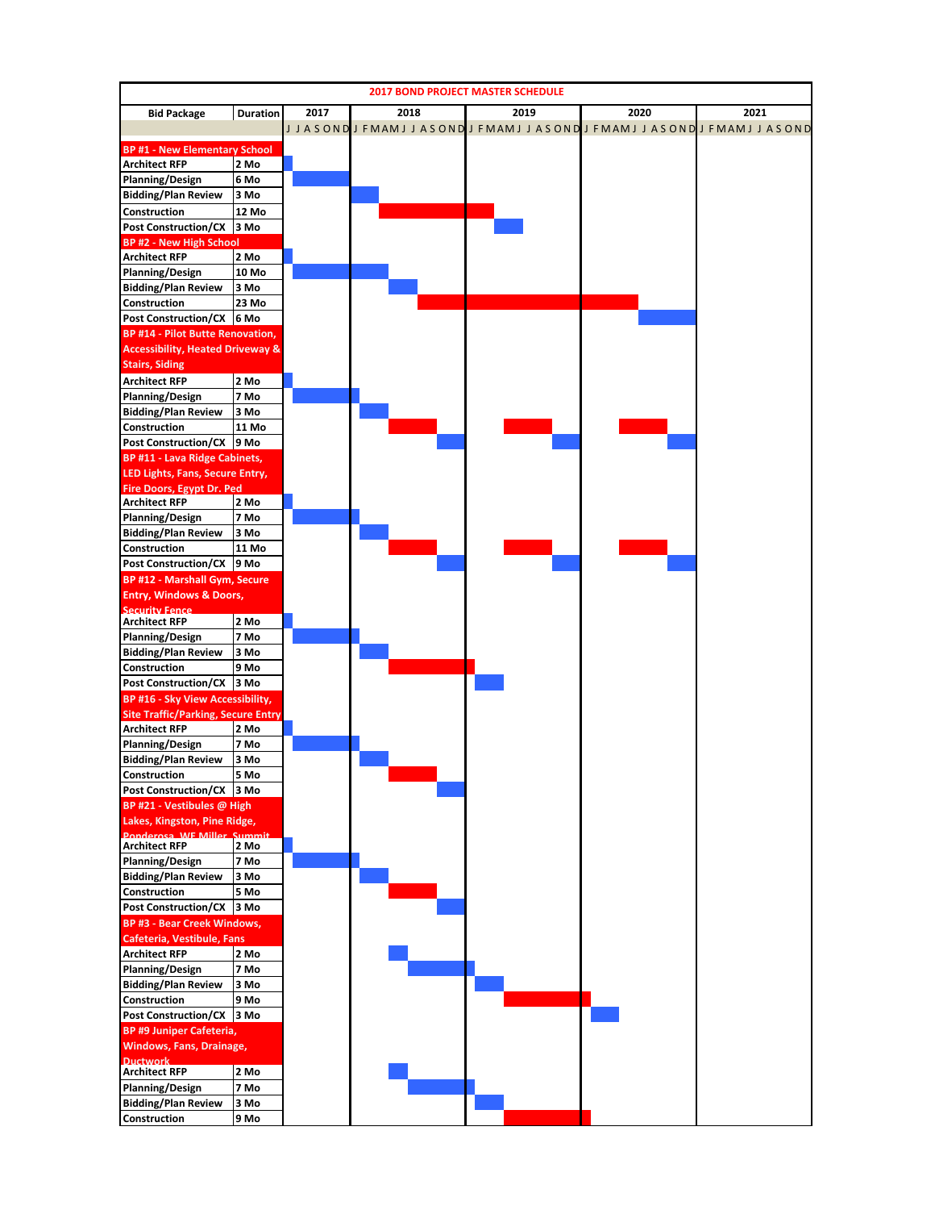# 2017 BOND PROJECT MASTER SCHEDULE

| Bid Package | Duration |
|---|---|
| **BP #1 - New Elementary School** | |
| Architect RFP | 2 Mo |
| Planning/Design | 6 Mo |
| Bidding/Plan Review | 3 Mo |
| Construction | 12 Mo |
| Post Construction/CX | 3 Mo |
| **BP #2 - New High School** | |
| Architect RFP | 2 Mo |
| Planning/Design | 10 Mo |
| Bidding/Plan Review | 3 Mo |
| Construction | 23 Mo |
| Post Construction/CX | 6 Mo |
| **BP #14 - Pilot Butte Renovation, Accessibility, Heated Driveway & Stairs, Siding** | |
| Architect RFP | 2 Mo |
| Planning/Design | 7 Mo |
| Bidding/Plan Review | 3 Mo |
| Construction | 11 Mo |
| Post Construction/CX | 9 Mo |
| **BP #11 - Lava Ridge Cabinets, LED Lights, Fans, Secure Entry, Fire Doors, Egypt Dr. Ped** | |
| Architect RFP | 2 Mo |
| Planning/Design | 7 Mo |
| Bidding/Plan Review | 3 Mo |
| Construction | 11 Mo |
| Post Construction/CX | 9 Mo |
| **BP #12 - Marshall Gym, Secure Entry, Windows & Doors, Security Fence** | |
| Architect RFP | 2 Mo |
| Planning/Design | 7 Mo |
| Bidding/Plan Review | 3 Mo |
| Construction | 9 Mo |
| Post Construction/CX | 3 Mo |
| **BP #16 - Sky View Accessibility, Site Traffic/Parking, Secure Entry** | |
| Architect RFP | 2 Mo |
| Planning/Design | 7 Mo |
| Bidding/Plan Review | 3 Mo |
| Construction | 5 Mo |
| Post Construction/CX | 3 Mo |
| **BP #21 - Vestibules @ High Lakes, Kingston, Pine Ridge, Ponderosa, WE Miller, Summit** | |
| Architect RFP | 2 Mo |
| Planning/Design | 7 Mo |
| Bidding/Plan Review | 3 Mo |
| Construction | 5 Mo |
| Post Construction/CX | 3 Mo |
| **BP #3 - Bear Creek Windows, Cafeteria, Vestibule, Fans** | |
| Architect RFP | 2 Mo |
| Planning/Design | 7 Mo |
| Bidding/Plan Review | 3 Mo |
| Construction | 9 Mo |
| Post Construction/CX | 3 Mo |
| **BP #9 Juniper Cafeteria, Windows, Fans, Drainage, Ductwork** | |
| Architect RFP | 2 Mo |
| Planning/Design | 7 Mo |
| Bidding/Plan Review | 3 Mo |
| Construction | 9 Mo |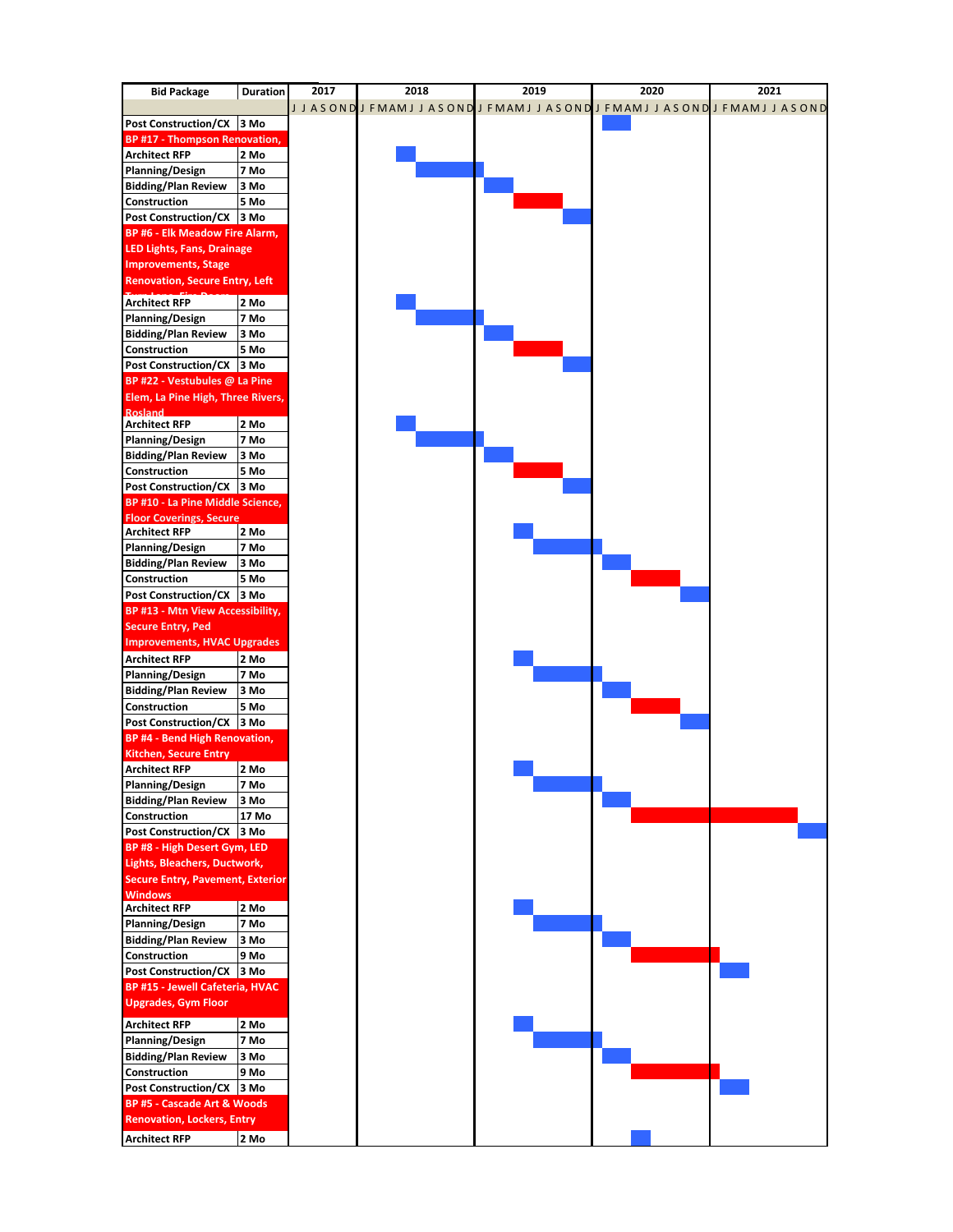| Bid Package | Duration |
|---|---|
| Post Construction/CX | 3 Mo |
| **BP #17 - Thompson Renovation,** | |
| Architect RFP | 2 Mo |
| Planning/Design | 7 Mo |
| Bidding/Plan Review | 3 Mo |
| Construction | 5 Mo |
| Post Construction/CX | 3 Mo |
| **BP #6 - Elk Meadow Fire Alarm, LED Lights, Fans, Drainage Improvements, Stage Renovation, Secure Entry, Left Turn Lane, Fire Doors** | |
| Architect RFP | 2 Mo |
| Planning/Design | 7 Mo |
| Bidding/Plan Review | 3 Mo |
| Construction | 5 Mo |
| Post Construction/CX | 3 Mo |
| **BP #22 - Vestubules @ La Pine Elem, La Pine High, Three Rivers, Rosland** | |
| Architect RFP | 2 Mo |
| Planning/Design | 7 Mo |
| Bidding/Plan Review | 3 Mo |
| Construction | 5 Mo |
| Post Construction/CX | 3 Mo |
| **BP #10 - La Pine Middle Science, Floor Coverings, Secure** | |
| Architect RFP | 2 Mo |
| Planning/Design | 7 Mo |
| Bidding/Plan Review | 3 Mo |
| Construction | 5 Mo |
| Post Construction/CX | 3 Mo |
| **BP #13 - Mtn View Accessibility, Secure Entry, Ped Improvements, HVAC Upgrades** | |
| Architect RFP | 2 Mo |
| Planning/Design | 7 Mo |
| Bidding/Plan Review | 3 Mo |
| Construction | 5 Mo |
| Post Construction/CX | 3 Mo |
| **BP #4 - Bend High Renovation, Kitchen, Secure Entry** | |
| Architect RFP | 2 Mo |
| Planning/Design | 7 Mo |
| Bidding/Plan Review | 3 Mo |
| Construction | 17 Mo |
| Post Construction/CX | 3 Mo |
| **BP #8 - High Desert Gym, LED Lights, Bleachers, Ductwork, Secure Entry, Pavement, Exterior Windows** | |
| Architect RFP | 2 Mo |
| Planning/Design | 7 Mo |
| Bidding/Plan Review | 3 Mo |
| Construction | 9 Mo |
| Post Construction/CX | 3 Mo |
| **BP #15 - Jewell Cafeteria, HVAC Upgrades, Gym Floor** | |
| Architect RFP | 2 Mo |
| Planning/Design | 7 Mo |
| Bidding/Plan Review | 3 Mo |
| Construction | 9 Mo |
| Post Construction/CX | 3 Mo |
| **BP #5 - Cascade Art & Woods Renovation, Lockers, Entry** | |
| Architect RFP | 2 Mo |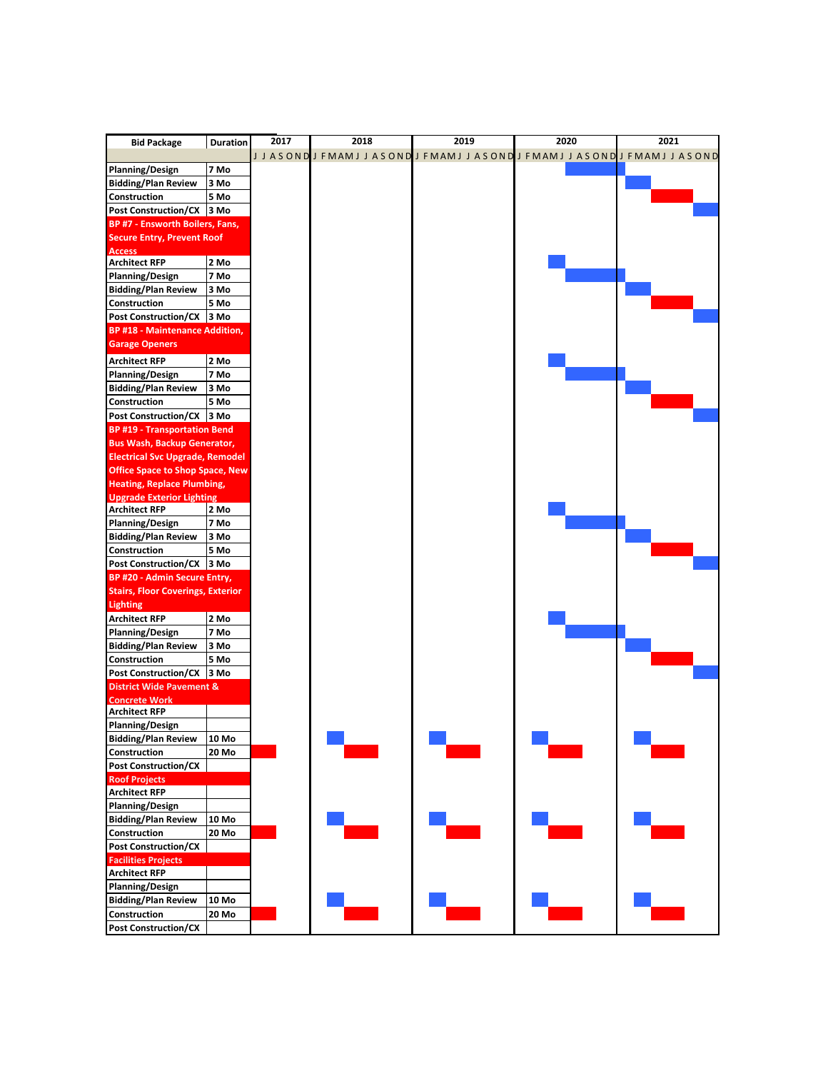| Bid Package | Duration | 2017 | 2018 | 2019 | 2020 | 2021 |
|---|---|---|---|---|---|---|
| | | J J A S O N D | J F M A M J J A S O N D | J F M A M J J A S O N D | J F M A M J J A S O N D | J F M A M J J A S O N D |
| Planning/Design | 7 Mo | | | | | |
| Bidding/Plan Review | 3 Mo | | | | | |
| Construction | 5 Mo | | | | | |
| Post Construction/CX | 3 Mo | | | | | |
| **BP #7 - Ensworth Boilers, Fans, Secure Entry, Prevent Roof Access** | | | | | | |
| Architect RFP | 2 Mo | | | | | |
| Planning/Design | 7 Mo | | | | | |
| Bidding/Plan Review | 3 Mo | | | | | |
| Construction | 5 Mo | | | | | |
| Post Construction/CX | 3 Mo | | | | | |
| **BP #18 - Maintenance Addition, Garage Openers** | | | | | | |
| Architect RFP | 2 Mo | | | | | |
| Planning/Design | 7 Mo | | | | | |
| Bidding/Plan Review | 3 Mo | | | | | |
| Construction | 5 Mo | | | | | |
| Post Construction/CX | 3 Mo | | | | | |
| **BP #19 - Transportation Bend Bus Wash, Backup Generator, Electrical Svc Upgrade, Remodel Office Space to Shop Space, New Heating, Replace Plumbing, Upgrade Exterior Lighting** | | | | | | |
| Architect RFP | 2 Mo | | | | | |
| Planning/Design | 7 Mo | | | | | |
| Bidding/Plan Review | 3 Mo | | | | | |
| Construction | 5 Mo | | | | | |
| Post Construction/CX | 3 Mo | | | | | |
| **BP #20 - Admin Secure Entry, Stairs, Floor Coverings, Exterior Lighting** | | | | | | |
| Architect RFP | 2 Mo | | | | | |
| Planning/Design | 7 Mo | | | | | |
| Bidding/Plan Review | 3 Mo | | | | | |
| Construction | 5 Mo | | | | | |
| Post Construction/CX | 3 Mo | | | | | |
| **District Wide Pavement & Concrete Work** | | | | | | |
| Architect RFP | | | | | | |
| Planning/Design | | | | | | |
| Bidding/Plan Review | 10 Mo | | | | | |
| Construction | 20 Mo | | | | | |
| Post Construction/CX | | | | | | |
| **Roof Projects** | | | | | | |
| Architect RFP | | | | | | |
| Planning/Design | | | | | | |
| Bidding/Plan Review | 10 Mo | | | | | |
| Construction | 20 Mo | | | | | |
| Post Construction/CX | | | | | | |
| **Facilities Projects** | | | | | | |
| Architect RFP | | | | | | |
| Planning/Design | | | | | | |
| Bidding/Plan Review | 10 Mo | | | | | |
| Construction | 20 Mo | | | | | |
| Post Construction/CX | | | | | | |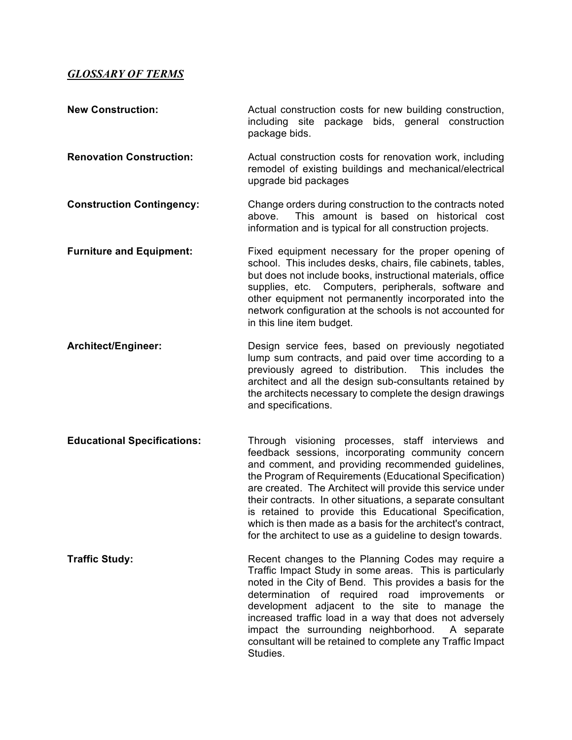## ***GLOSSARY OF TERMS***

**New Construction:** Actual construction costs for new building construction, including site package bids, general construction package bids.

**Renovation Construction:** Actual construction costs for renovation work, including remodel of existing buildings and mechanical/electrical upgrade bid packages

**Construction Contingency:** Change orders during construction to the contracts noted above. This amount is based on historical cost information and is typical for all construction projects.

**Furniture and Equipment:** Fixed equipment necessary for the proper opening of school. This includes desks, chairs, file cabinets, tables, but does not include books, instructional materials, office supplies, etc. Computers, peripherals, software and other equipment not permanently incorporated into the network configuration at the schools is not accounted for in this line item budget.

**Architect/Engineer:** Design service fees, based on previously negotiated lump sum contracts, and paid over time according to a previously agreed to distribution. This includes the architect and all the design sub-consultants retained by the architects necessary to complete the design drawings and specifications.

**Educational Specifications:** Through visioning processes, staff interviews and feedback sessions, incorporating community concern and comment, and providing recommended guidelines, the Program of Requirements (Educational Specification) are created. The Architect will provide this service under their contracts. In other situations, a separate consultant is retained to provide this Educational Specification, which is then made as a basis for the architect's contract, for the architect to use as a guideline to design towards.

**Traffic Study:** Recent changes to the Planning Codes may require a Traffic Impact Study in some areas. This is particularly noted in the City of Bend. This provides a basis for the determination of required road improvements or development adjacent to the site to manage the increased traffic load in a way that does not adversely impact the surrounding neighborhood. A separate consultant will be retained to complete any Traffic Impact Studies.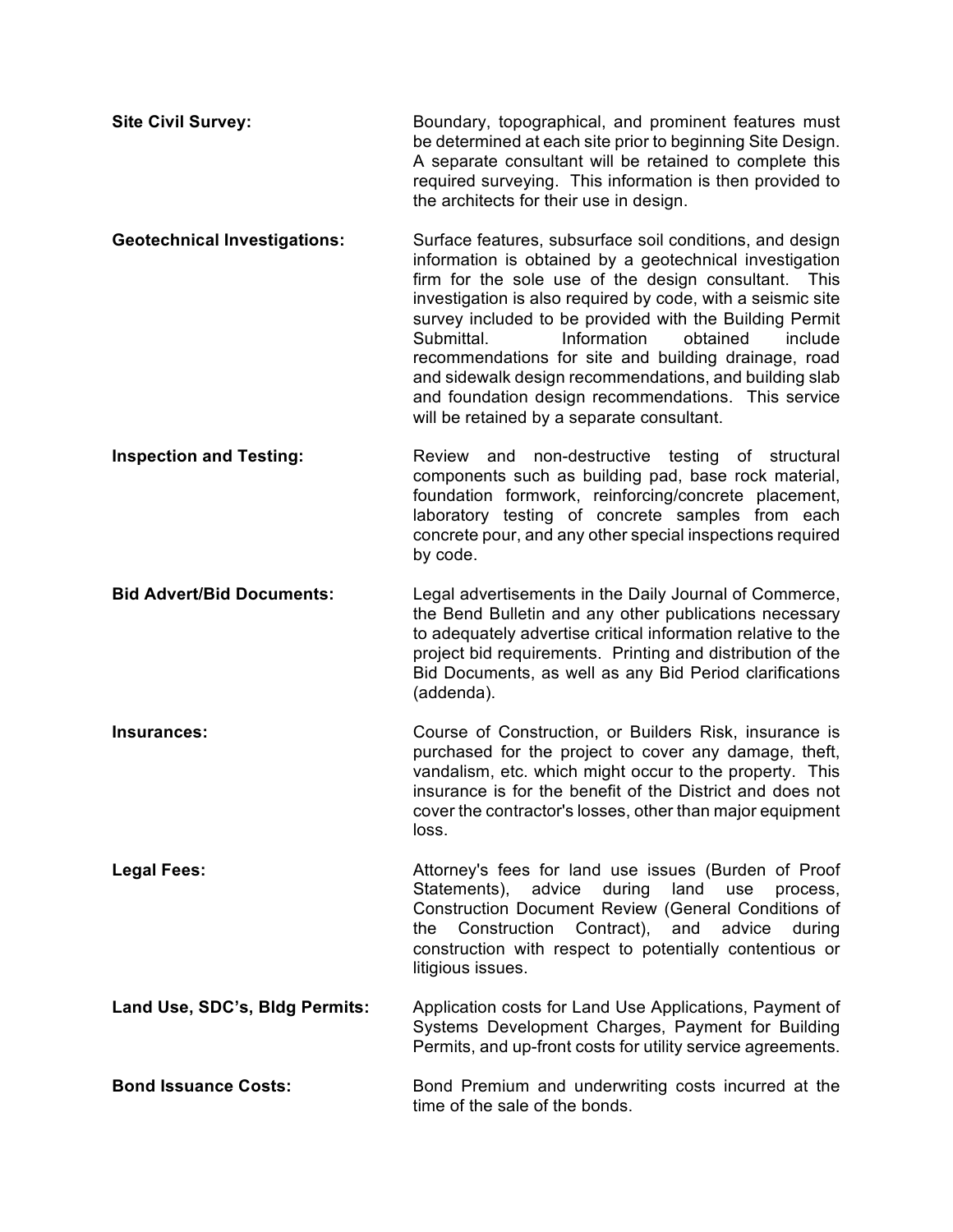**Site Civil Survey:** Boundary, topographical, and prominent features must be determined at each site prior to beginning Site Design. A separate consultant will be retained to complete this required surveying. This information is then provided to the architects for their use in design.

**Geotechnical Investigations:** Surface features, subsurface soil conditions, and design information is obtained by a geotechnical investigation firm for the sole use of the design consultant. This investigation is also required by code, with a seismic site survey included to be provided with the Building Permit Submittal. Information obtained include recommendations for site and building drainage, road and sidewalk design recommendations, and building slab and foundation design recommendations. This service will be retained by a separate consultant.

**Inspection and Testing:** Review and non-destructive testing of structural components such as building pad, base rock material, foundation formwork, reinforcing/concrete placement, laboratory testing of concrete samples from each concrete pour, and any other special inspections required by code.

**Bid Advert/Bid Documents:** Legal advertisements in the Daily Journal of Commerce, the Bend Bulletin and any other publications necessary to adequately advertise critical information relative to the project bid requirements. Printing and distribution of the Bid Documents, as well as any Bid Period clarifications (addenda).

**Insurances:** Course of Construction, or Builders Risk, insurance is purchased for the project to cover any damage, theft, vandalism, etc. which might occur to the property. This insurance is for the benefit of the District and does not cover the contractor's losses, other than major equipment loss.

**Legal Fees:** Attorney's fees for land use issues (Burden of Proof Statements), advice during land use process, Construction Document Review (General Conditions of the Construction Contract), and advice during construction with respect to potentially contentious or litigious issues.

**Land Use, SDC's, Bldg Permits:** Application costs for Land Use Applications, Payment of Systems Development Charges, Payment for Building Permits, and up-front costs for utility service agreements.

**Bond Issuance Costs:** Bond Premium and underwriting costs incurred at the time of the sale of the bonds.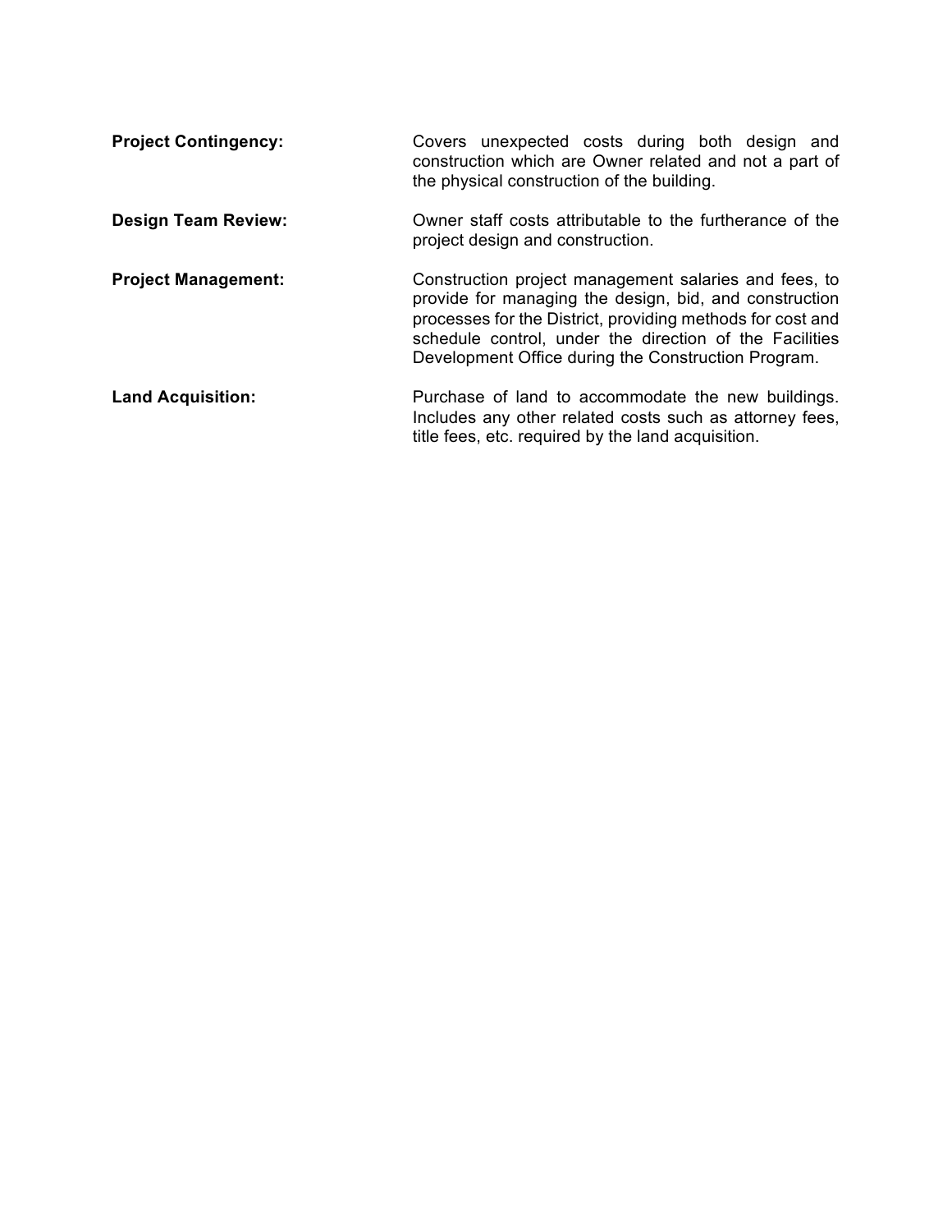**Project Contingency:** Covers unexpected costs during both design and construction which are Owner related and not a part of the physical construction of the building.

**Design Team Review:** Owner staff costs attributable to the furtherance of the project design and construction.

**Project Management:** Construction project management salaries and fees, to provide for managing the design, bid, and construction processes for the District, providing methods for cost and schedule control, under the direction of the Facilities Development Office during the Construction Program.

**Land Acquisition:** Purchase of land to accommodate the new buildings. Includes any other related costs such as attorney fees, title fees, etc. required by the land acquisition.